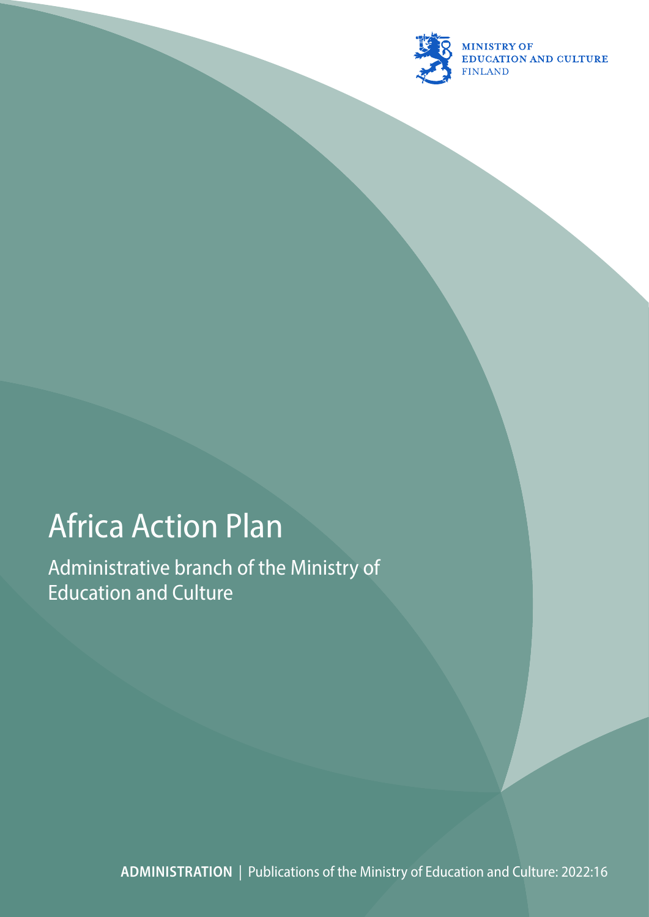MINISTRY OF
EDUCATION AND CULTURE
FINLAND

# Africa Action Plan

## Administrative branch of the Ministry of Education and Culture

**ADMINISTRATION** | Publications of the Ministry of Education and Culture: 2022:16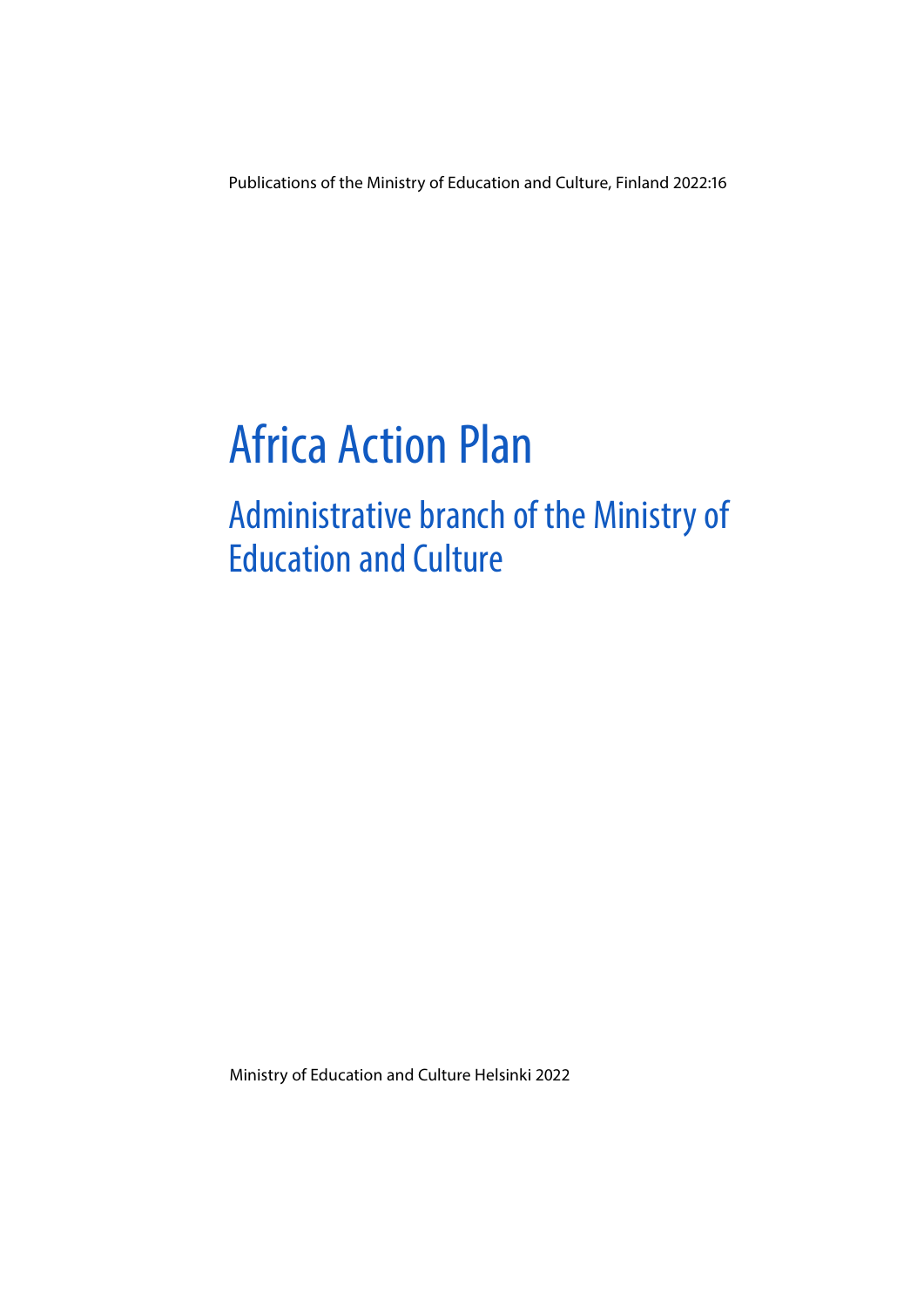Publications of the Ministry of Education and Culture, Finland 2022:16

# Africa Action Plan

## Administrative branch of the Ministry of Education and Culture

Ministry of Education and Culture Helsinki 2022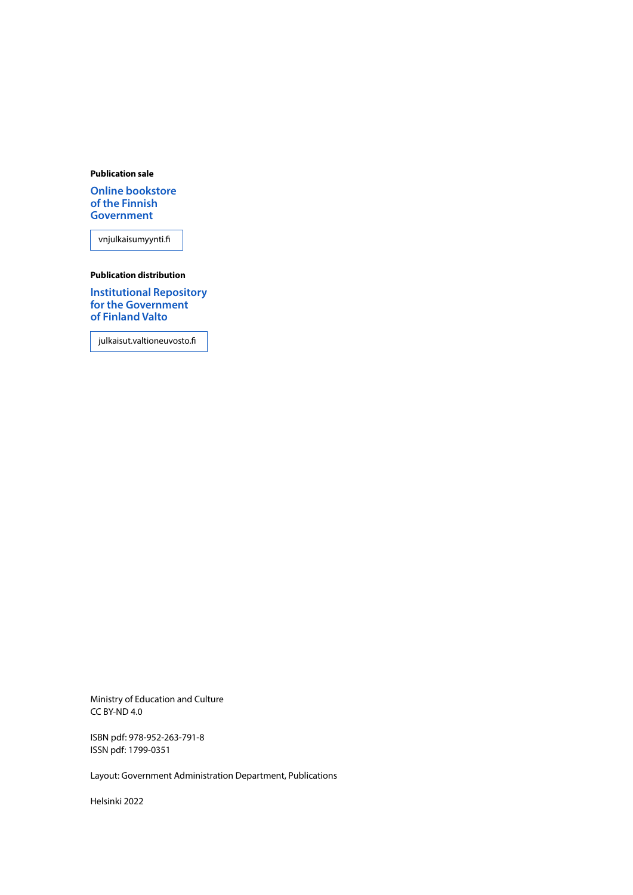**Publication sale**

**Online bookstore of the Finnish Government**

vnjulkaisumyynti.fi

**Publication distribution**

**Institutional Repository for the Government of Finland Valto**

julkaisut.valtioneuvosto.fi

Ministry of Education and Culture
CC BY-ND 4.0

ISBN pdf: 978-952-263-791-8
ISSN pdf: 1799-0351

Layout: Government Administration Department, Publications

Helsinki 2022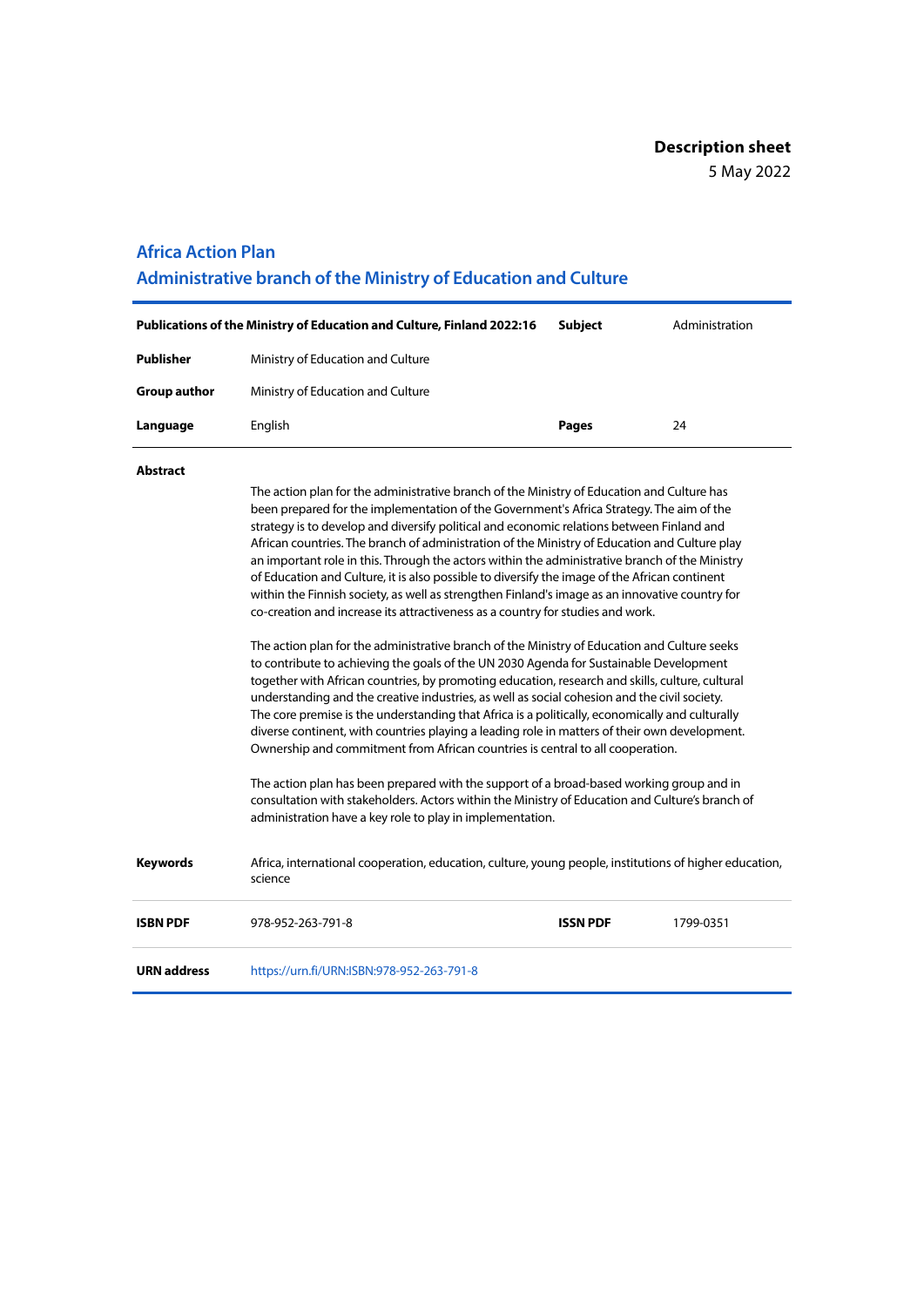**Description sheet**
5 May 2022

## Africa Action Plan
## Administrative branch of the Ministry of Education and Culture

| **Publications of the Ministry of Education and Culture, Finland 2022:16** | | **Subject** | Administration |
|---|---|---|---|
| **Publisher** | Ministry of Education and Culture | | |
| **Group author** | Ministry of Education and Culture | | |
| **Language** | English | **Pages** | 24 |

**Abstract**

The action plan for the administrative branch of the Ministry of Education and Culture has been prepared for the implementation of the Government's Africa Strategy. The aim of the strategy is to develop and diversify political and economic relations between Finland and African countries. The branch of administration of the Ministry of Education and Culture play an important role in this. Through the actors within the administrative branch of the Ministry of Education and Culture, it is also possible to diversify the image of the African continent within the Finnish society, as well as strengthen Finland's image as an innovative country for co-creation and increase its attractiveness as a country for studies and work.

The action plan for the administrative branch of the Ministry of Education and Culture seeks to contribute to achieving the goals of the UN 2030 Agenda for Sustainable Development together with African countries, by promoting education, research and skills, culture, cultural understanding and the creative industries, as well as social cohesion and the civil society. The core premise is the understanding that Africa is a politically, economically and culturally diverse continent, with countries playing a leading role in matters of their own development. Ownership and commitment from African countries is central to all cooperation.

The action plan has been prepared with the support of a broad-based working group and in consultation with stakeholders. Actors within the Ministry of Education and Culture's branch of administration have a key role to play in implementation.

| | | | |
|---|---|---|---|
| **Keywords** | Africa, international cooperation, education, culture, young people, institutions of higher education, science | | |
| **ISBN PDF** | 978-952-263-791-8 | **ISSN PDF** | 1799-0351 |
| **URN address** | https://urn.fi/URN:ISBN:978-952-263-791-8 | | |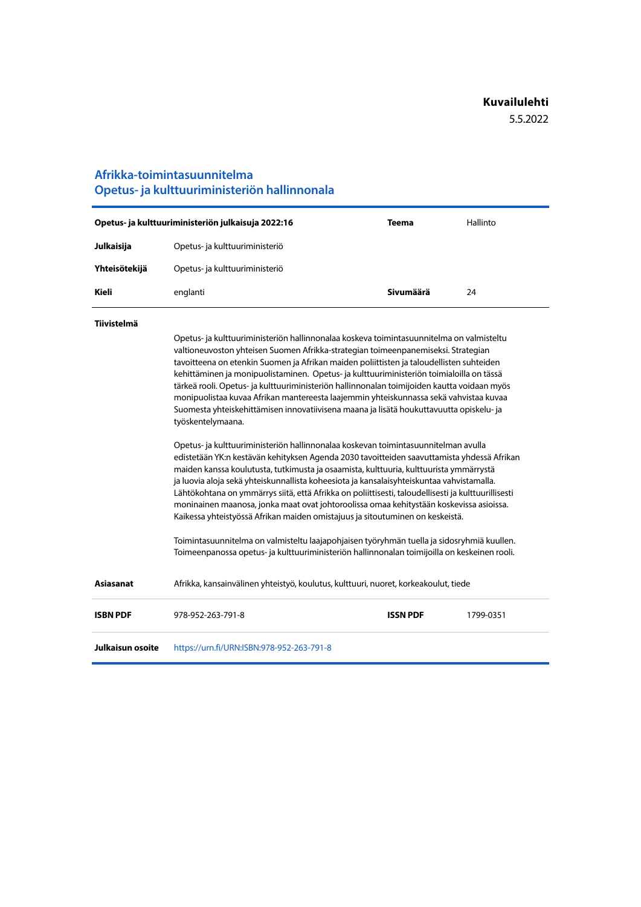**Kuvailulehti**

5.5.2022

## Afrikka-toimintasuunnitelma
## Opetus- ja kulttuuriministeriön hallinnonala

| **Opetus- ja kulttuuriministeriön julkaisuja 2022:16** | | **Teema** | Hallinto |
|---|---|---|---|
| **Julkaisija** | Opetus- ja kulttuuriministeriö | | |
| **Yhteisötekijä** | Opetus- ja kulttuuriministeriö | | |
| **Kieli** | englanti | **Sivumäärä** | 24 |

**Tiivistelmä**

Opetus- ja kulttuuriministeriön hallinnonalaa koskeva toimintasuunnitelma on valmisteltu valtioneuvoston yhteisen Suomen Afrikka-strategian toimeenpanemiseksi. Strategian tavoitteena on etenkin Suomen ja Afrikan maiden poliittisten ja taloudellisten suhteiden kehittäminen ja monipuolistaminen. Opetus- ja kulttuuriministeriön toimialoilla on tässä tärkeä rooli. Opetus- ja kulttuuriministeriön hallinnonalan toimijoiden kautta voidaan myös monipuolistaa kuvaa Afrikan mantereesta laajemmin yhteiskunnassa sekä vahvistaa kuvaa Suomesta yhteiskehittämisen innovatiivisena maana ja lisätä houkuttavuutta opiskelu- ja työskentelymaana.

Opetus- ja kulttuuriministeriön hallinnonalaa koskevan toimintasuunnitelman avulla edistetään YK:n kestävän kehityksen Agenda 2030 tavoitteiden saavuttamista yhdessä Afrikan maiden kanssa koulutusta, tutkimusta ja osaamista, kulttuuria, kulttuurista ymmärrystä ja luovia aloja sekä yhteiskunnallista koheesiota ja kansalaisyhteiskuntaa vahvistamalla. Lähtökohtana on ymmärrys siitä, että Afrikka on poliittisesti, taloudellisesti ja kulttuurillisesti moninainen maanosa, jonka maat ovat johtoroolissa omaa kehitystään koskevissa asioissa. Kaikessa yhteistyössä Afrikan maiden omistajuus ja sitoutuminen on keskeistä.

Toimintasuunnitelma on valmisteltu laajapohjaisen työryhmän tuella ja sidosryhmiä kuullen. Toimeenpanossa opetus- ja kulttuuriministeriön hallinnonalan toimijoilla on keskeinen rooli.

| | | | |
|---|---|---|---|
| **Asiasanat** | Afrikka, kansainvälinen yhteistyö, koulutus, kulttuuri, nuoret, korkeakoulut, tiede | | |
| **ISBN PDF** | 978-952-263-791-8 | **ISSN PDF** | 1799-0351 |
| **Julkaisun osoite** | https://urn.fi/URN:ISBN:978-952-263-791-8 | | |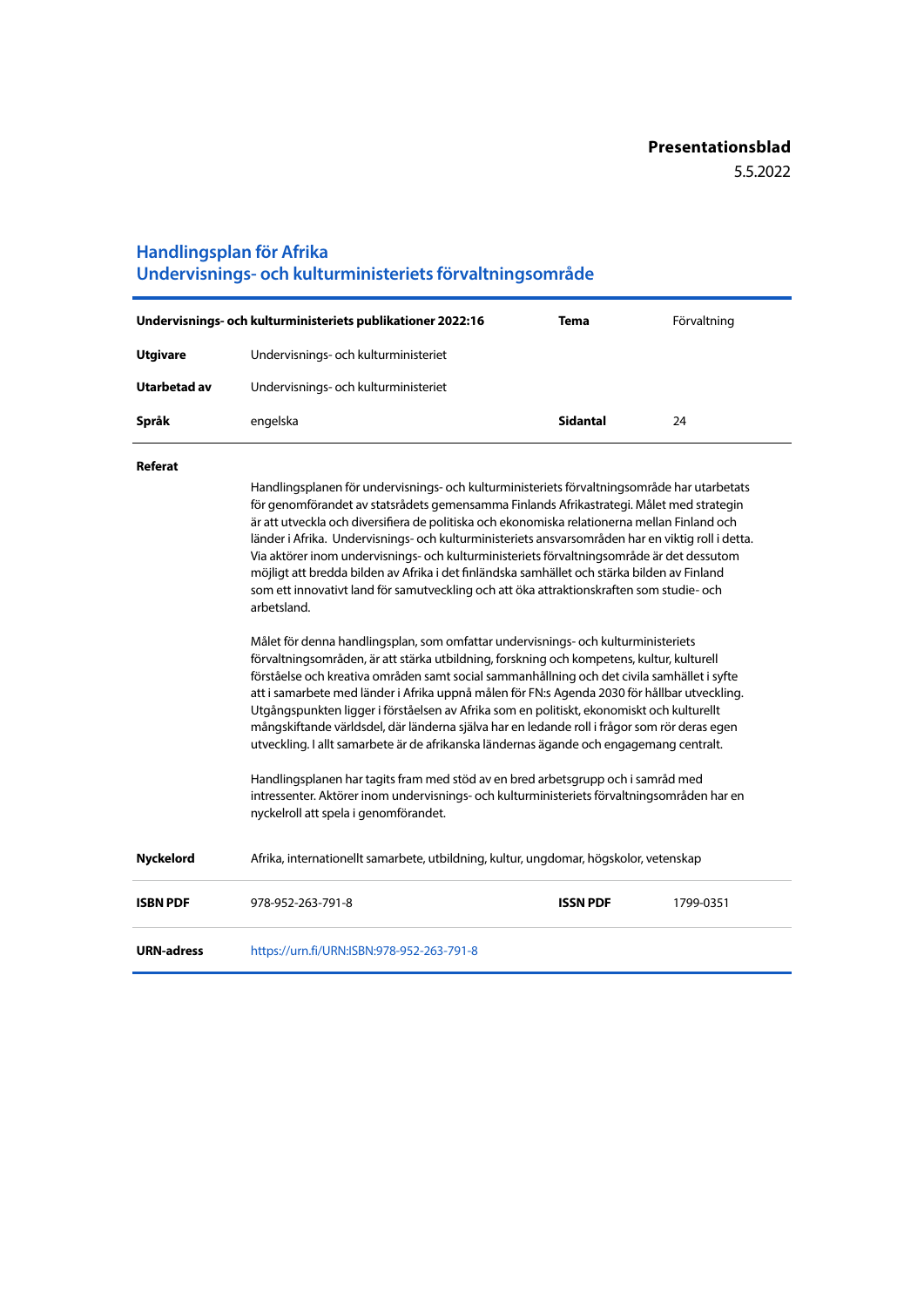**Presentationsblad**

5.5.2022

# Handlingsplan för Afrika
## Undervisnings- och kulturministeriets förvaltningsområde

| **Undervisnings- och kulturministeriets publikationer 2022:16** | | **Tema** | Förvaltning |
|---|---|---|---|
| **Utgivare** | Undervisnings- och kulturministeriet | | |
| **Utarbetad av** | Undervisnings- och kulturministeriet | | |
| **Språk** | engelska | **Sidantal** | 24 |

**Referat**

Handlingsplanen för undervisnings- och kulturministeriets förvaltningsområde har utarbetats för genomförandet av statsrådets gemensamma Finlands Afrikastrategi. Målet med strategin är att utveckla och diversifiera de politiska och ekonomiska relationerna mellan Finland och länder i Afrika. Undervisnings- och kulturministeriets ansvarsområden har en viktig roll i detta. Via aktörer inom undervisnings- och kulturministeriets förvaltningsområde är det dessutom möjligt att bredda bilden av Afrika i det finländska samhället och stärka bilden av Finland som ett innovativt land för samutveckling och att öka attraktionskraften som studie- och arbetsland.

Målet för denna handlingsplan, som omfattar undervisnings- och kulturministeriets förvaltningsområden, är att stärka utbildning, forskning och kompetens, kultur, kulturell förståelse och kreativa områden samt social sammanhållning och det civila samhället i syfte att i samarbete med länder i Afrika uppnå målen för FN:s Agenda 2030 för hållbar utveckling. Utgångspunkten ligger i förståelsen av Afrika som en politiskt, ekonomiskt och kulturellt mångskiftande världsdel, där länderna själva har en ledande roll i frågor som rör deras egen utveckling. I allt samarbete är de afrikanska ländernas ägande och engagemang centralt.

Handlingsplanen har tagits fram med stöd av en bred arbetsgrupp och i samråd med intressenter. Aktörer inom undervisnings- och kulturministeriets förvaltningsområden har en nyckelroll att spela i genomförandet.

| | | | |
|---|---|---|---|
| **Nyckelord** | Afrika, internationellt samarbete, utbildning, kultur, ungdomar, högskolor, vetenskap | | |
| **ISBN PDF** | 978-952-263-791-8 | **ISSN PDF** | 1799-0351 |
| **URN-adress** | https://urn.fi/URN:ISBN:978-952-263-791-8 | | |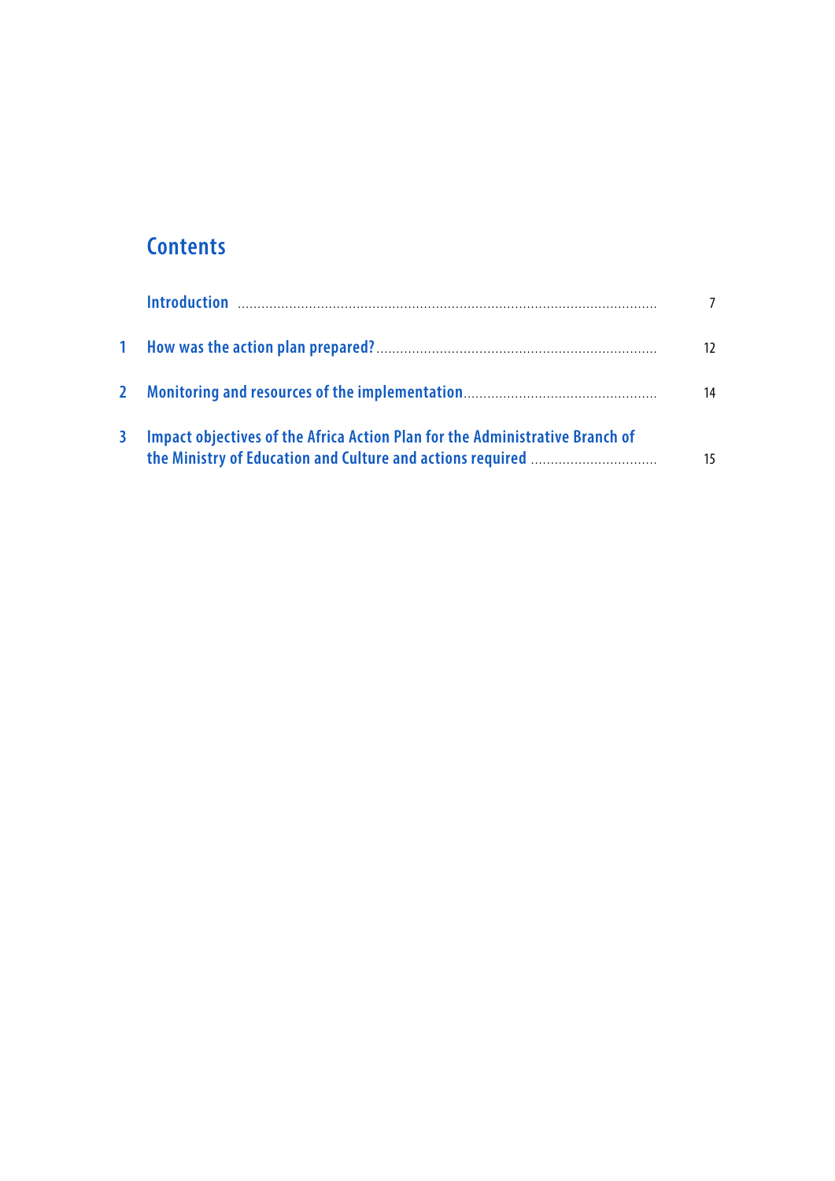# Contents

| | | |
|---|---|---|
| | Introduction | 7 |
| 1 | How was the action plan prepared? | 12 |
| 2 | Monitoring and resources of the implementation | 14 |
| 3 | Impact objectives of the Africa Action Plan for the Administrative Branch of the Ministry of Education and Culture and actions required | 15 |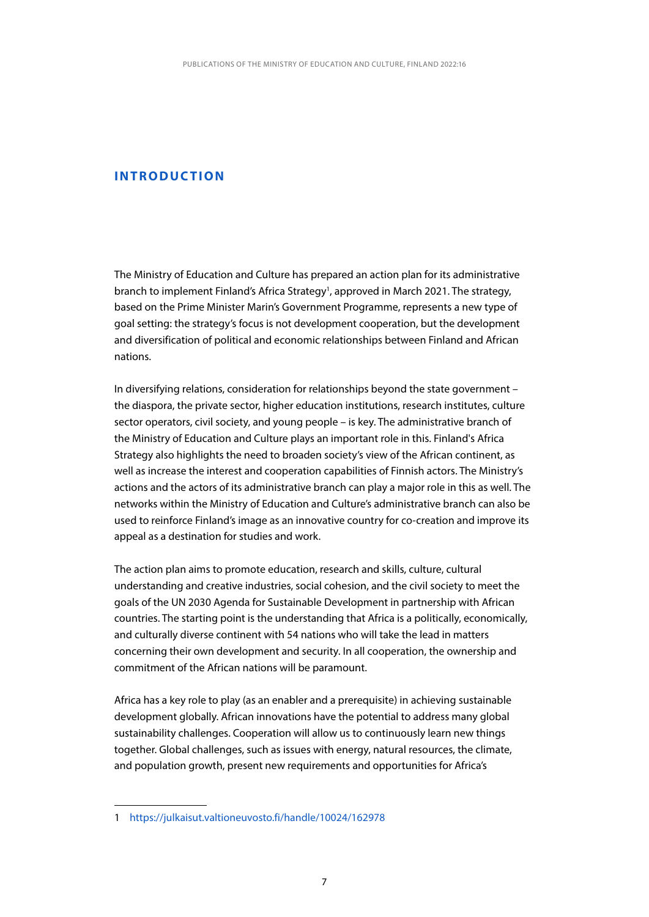# INTRODUCTION

The Ministry of Education and Culture has prepared an action plan for its administrative branch to implement Finland's Africa Strategy[1], approved in March 2021. The strategy, based on the Prime Minister Marin's Government Programme, represents a new type of goal setting: the strategy's focus is not development cooperation, but the development and diversification of political and economic relationships between Finland and African nations.

In diversifying relations, consideration for relationships beyond the state government – the diaspora, the private sector, higher education institutions, research institutes, culture sector operators, civil society, and young people – is key. The administrative branch of the Ministry of Education and Culture plays an important role in this. Finland's Africa Strategy also highlights the need to broaden society's view of the African continent, as well as increase the interest and cooperation capabilities of Finnish actors. The Ministry's actions and the actors of its administrative branch can play a major role in this as well. The networks within the Ministry of Education and Culture's administrative branch can also be used to reinforce Finland's image as an innovative country for co-creation and improve its appeal as a destination for studies and work.

The action plan aims to promote education, research and skills, culture, cultural understanding and creative industries, social cohesion, and the civil society to meet the goals of the UN 2030 Agenda for Sustainable Development in partnership with African countries. The starting point is the understanding that Africa is a politically, economically, and culturally diverse continent with 54 nations who will take the lead in matters concerning their own development and security. In all cooperation, the ownership and commitment of the African nations will be paramount.

Africa has a key role to play (as an enabler and a prerequisite) in achieving sustainable development globally. African innovations have the potential to address many global sustainability challenges. Cooperation will allow us to continuously learn new things together. Global challenges, such as issues with energy, natural resources, the climate, and population growth, present new requirements and opportunities for Africa's

---

1 https://julkaisut.valtioneuvosto.fi/handle/10024/162978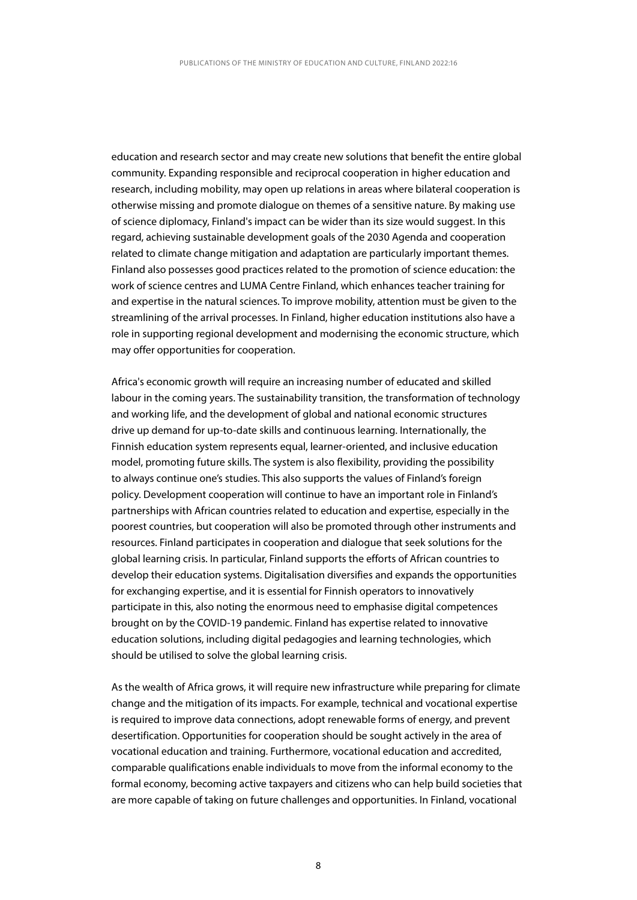education and research sector and may create new solutions that benefit the entire global community. Expanding responsible and reciprocal cooperation in higher education and research, including mobility, may open up relations in areas where bilateral cooperation is otherwise missing and promote dialogue on themes of a sensitive nature. By making use of science diplomacy, Finland's impact can be wider than its size would suggest. In this regard, achieving sustainable development goals of the 2030 Agenda and cooperation related to climate change mitigation and adaptation are particularly important themes. Finland also possesses good practices related to the promotion of science education: the work of science centres and LUMA Centre Finland, which enhances teacher training for and expertise in the natural sciences. To improve mobility, attention must be given to the streamlining of the arrival processes. In Finland, higher education institutions also have a role in supporting regional development and modernising the economic structure, which may offer opportunities for cooperation.

Africa's economic growth will require an increasing number of educated and skilled labour in the coming years. The sustainability transition, the transformation of technology and working life, and the development of global and national economic structures drive up demand for up-to-date skills and continuous learning. Internationally, the Finnish education system represents equal, learner-oriented, and inclusive education model, promoting future skills. The system is also flexibility, providing the possibility to always continue one's studies. This also supports the values of Finland's foreign policy. Development cooperation will continue to have an important role in Finland's partnerships with African countries related to education and expertise, especially in the poorest countries, but cooperation will also be promoted through other instruments and resources. Finland participates in cooperation and dialogue that seek solutions for the global learning crisis. In particular, Finland supports the efforts of African countries to develop their education systems. Digitalisation diversifies and expands the opportunities for exchanging expertise, and it is essential for Finnish operators to innovatively participate in this, also noting the enormous need to emphasise digital competences brought on by the COVID-19 pandemic. Finland has expertise related to innovative education solutions, including digital pedagogies and learning technologies, which should be utilised to solve the global learning crisis.

As the wealth of Africa grows, it will require new infrastructure while preparing for climate change and the mitigation of its impacts. For example, technical and vocational expertise is required to improve data connections, adopt renewable forms of energy, and prevent desertification. Opportunities for cooperation should be sought actively in the area of vocational education and training. Furthermore, vocational education and accredited, comparable qualifications enable individuals to move from the informal economy to the formal economy, becoming active taxpayers and citizens who can help build societies that are more capable of taking on future challenges and opportunities. In Finland, vocational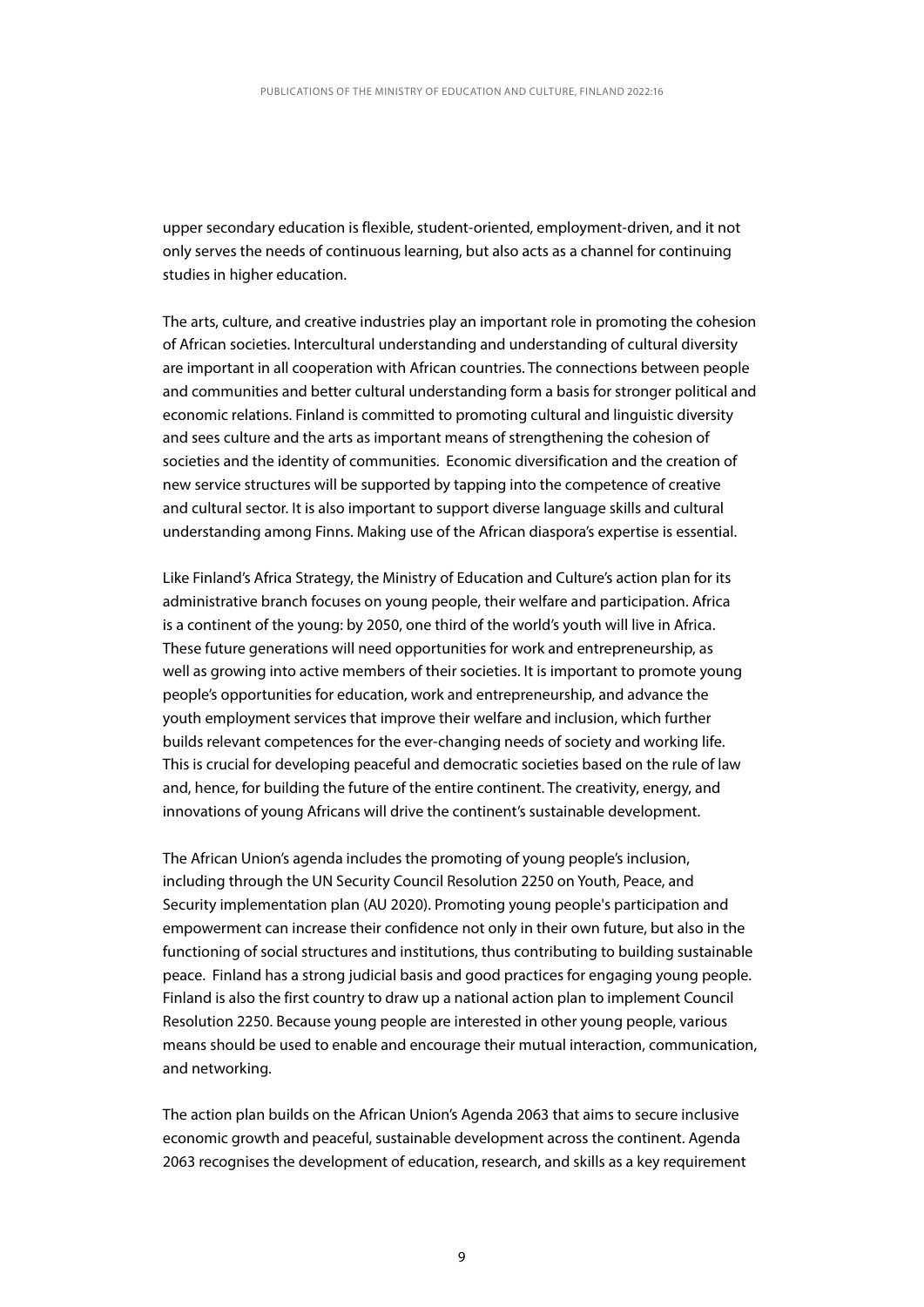upper secondary education is flexible, student-oriented, employment-driven, and it not only serves the needs of continuous learning, but also acts as a channel for continuing studies in higher education.

The arts, culture, and creative industries play an important role in promoting the cohesion of African societies. Intercultural understanding and understanding of cultural diversity are important in all cooperation with African countries. The connections between people and communities and better cultural understanding form a basis for stronger political and economic relations. Finland is committed to promoting cultural and linguistic diversity and sees culture and the arts as important means of strengthening the cohesion of societies and the identity of communities. Economic diversification and the creation of new service structures will be supported by tapping into the competence of creative and cultural sector. It is also important to support diverse language skills and cultural understanding among Finns. Making use of the African diaspora's expertise is essential.

Like Finland's Africa Strategy, the Ministry of Education and Culture's action plan for its administrative branch focuses on young people, their welfare and participation. Africa is a continent of the young: by 2050, one third of the world's youth will live in Africa. These future generations will need opportunities for work and entrepreneurship, as well as growing into active members of their societies. It is important to promote young people's opportunities for education, work and entrepreneurship, and advance the youth employment services that improve their welfare and inclusion, which further builds relevant competences for the ever-changing needs of society and working life. This is crucial for developing peaceful and democratic societies based on the rule of law and, hence, for building the future of the entire continent. The creativity, energy, and innovations of young Africans will drive the continent's sustainable development.

The African Union's agenda includes the promoting of young people's inclusion, including through the UN Security Council Resolution 2250 on Youth, Peace, and Security implementation plan (AU 2020). Promoting young people's participation and empowerment can increase their confidence not only in their own future, but also in the functioning of social structures and institutions, thus contributing to building sustainable peace. Finland has a strong judicial basis and good practices for engaging young people. Finland is also the first country to draw up a national action plan to implement Council Resolution 2250. Because young people are interested in other young people, various means should be used to enable and encourage their mutual interaction, communication, and networking.

The action plan builds on the African Union's Agenda 2063 that aims to secure inclusive economic growth and peaceful, sustainable development across the continent. Agenda 2063 recognises the development of education, research, and skills as a key requirement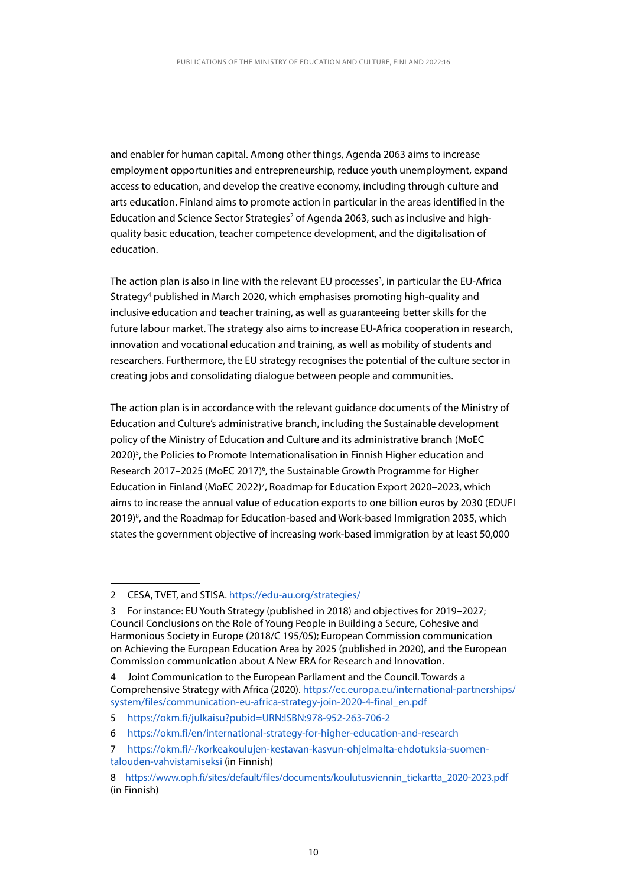and enabler for human capital. Among other things, Agenda 2063 aims to increase employment opportunities and entrepreneurship, reduce youth unemployment, expand access to education, and develop the creative economy, including through culture and arts education. Finland aims to promote action in particular in the areas identified in the Education and Science Sector Strategies[2] of Agenda 2063, such as inclusive and high-quality basic education, teacher competence development, and the digitalisation of education.

The action plan is also in line with the relevant EU processes[3], in particular the EU-Africa Strategy[4] published in March 2020, which emphasises promoting high-quality and inclusive education and teacher training, as well as guaranteeing better skills for the future labour market. The strategy also aims to increase EU-Africa cooperation in research, innovation and vocational education and training, as well as mobility of students and researchers. Furthermore, the EU strategy recognises the potential of the culture sector in creating jobs and consolidating dialogue between people and communities.

The action plan is in accordance with the relevant guidance documents of the Ministry of Education and Culture's administrative branch, including the Sustainable development policy of the Ministry of Education and Culture and its administrative branch (MoEC 2020)[5], the Policies to Promote Internationalisation in Finnish Higher education and Research 2017–2025 (MoEC 2017)[6], the Sustainable Growth Programme for Higher Education in Finland (MoEC 2022)[7], Roadmap for Education Export 2020–2023, which aims to increase the annual value of education exports to one billion euros by 2030 (EDUFI 2019)[8], and the Roadmap for Education-based and Work-based Immigration 2035, which states the government objective of increasing work-based immigration by at least 50,000

---

2 CESA, TVET, and STISA. https://edu-au.org/strategies/

3 For instance: EU Youth Strategy (published in 2018) and objectives for 2019–2027; Council Conclusions on the Role of Young People in Building a Secure, Cohesive and Harmonious Society in Europe (2018/C 195/05); European Commission communication on Achieving the European Education Area by 2025 (published in 2020), and the European Commission communication about A New ERA for Research and Innovation.

4 Joint Communication to the European Parliament and the Council. Towards a Comprehensive Strategy with Africa (2020). https://ec.europa.eu/international-partnerships/system/files/communication-eu-africa-strategy-join-2020-4-final_en.pdf

5 https://okm.fi/julkaisu?pubid=URN:ISBN:978-952-263-706-2

6 https://okm.fi/en/international-strategy-for-higher-education-and-research

7 https://okm.fi/-/korkeakoulujen-kestavan-kasvun-ohjelmalta-ehdotuksia-suomen-talouden-vahvistamiseksi (in Finnish)

8 https://www.oph.fi/sites/default/files/documents/koulutusviennin_tiekartta_2020-2023.pdf (in Finnish)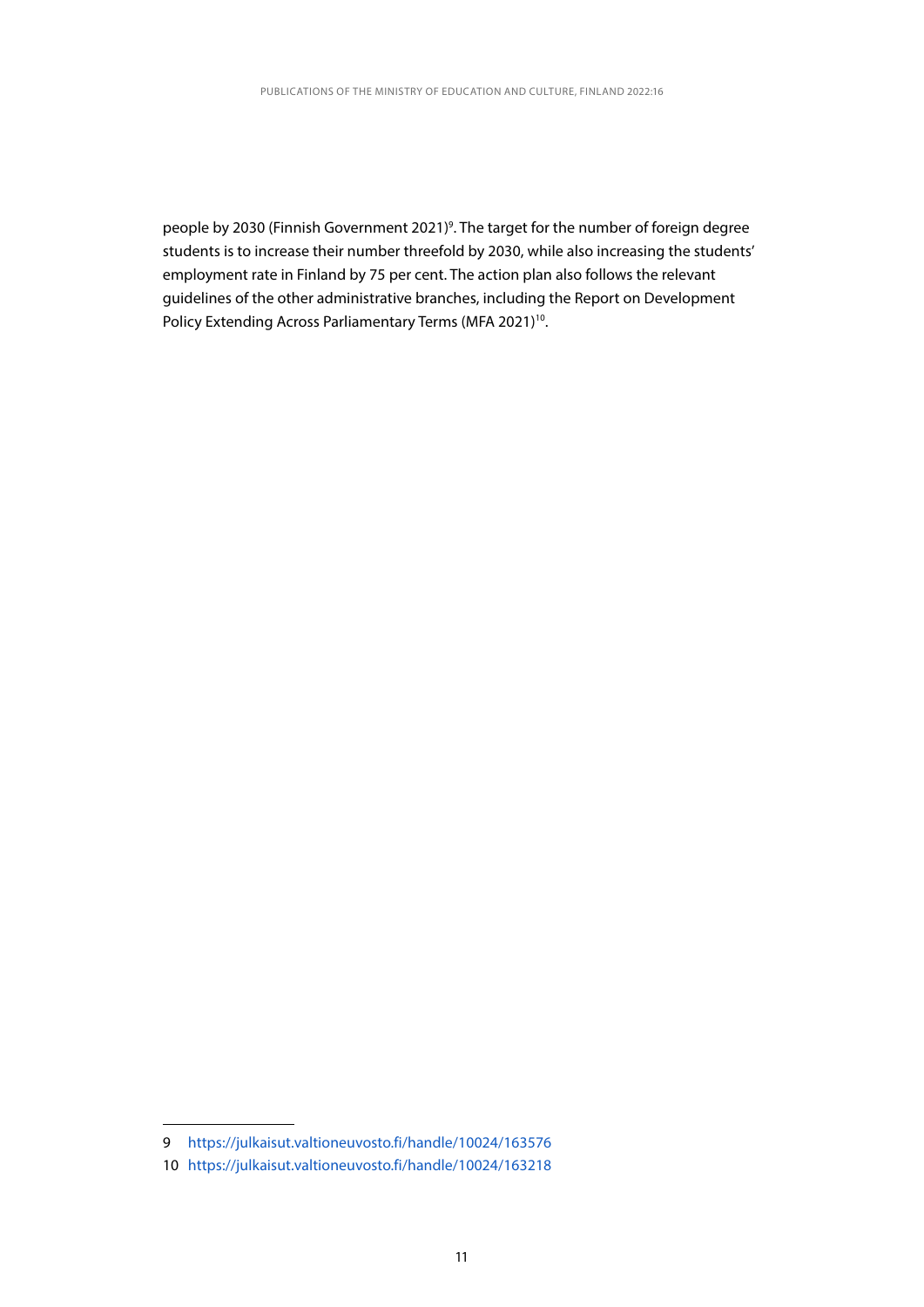people by 2030 (Finnish Government 2021)[9]. The target for the number of foreign degree students is to increase their number threefold by 2030, while also increasing the students' employment rate in Finland by 75 per cent. The action plan also follows the relevant guidelines of the other administrative branches, including the Report on Development Policy Extending Across Parliamentary Terms (MFA 2021)[10].

---

9 https://julkaisut.valtioneuvosto.fi/handle/10024/163576

10 https://julkaisut.valtioneuvosto.fi/handle/10024/163218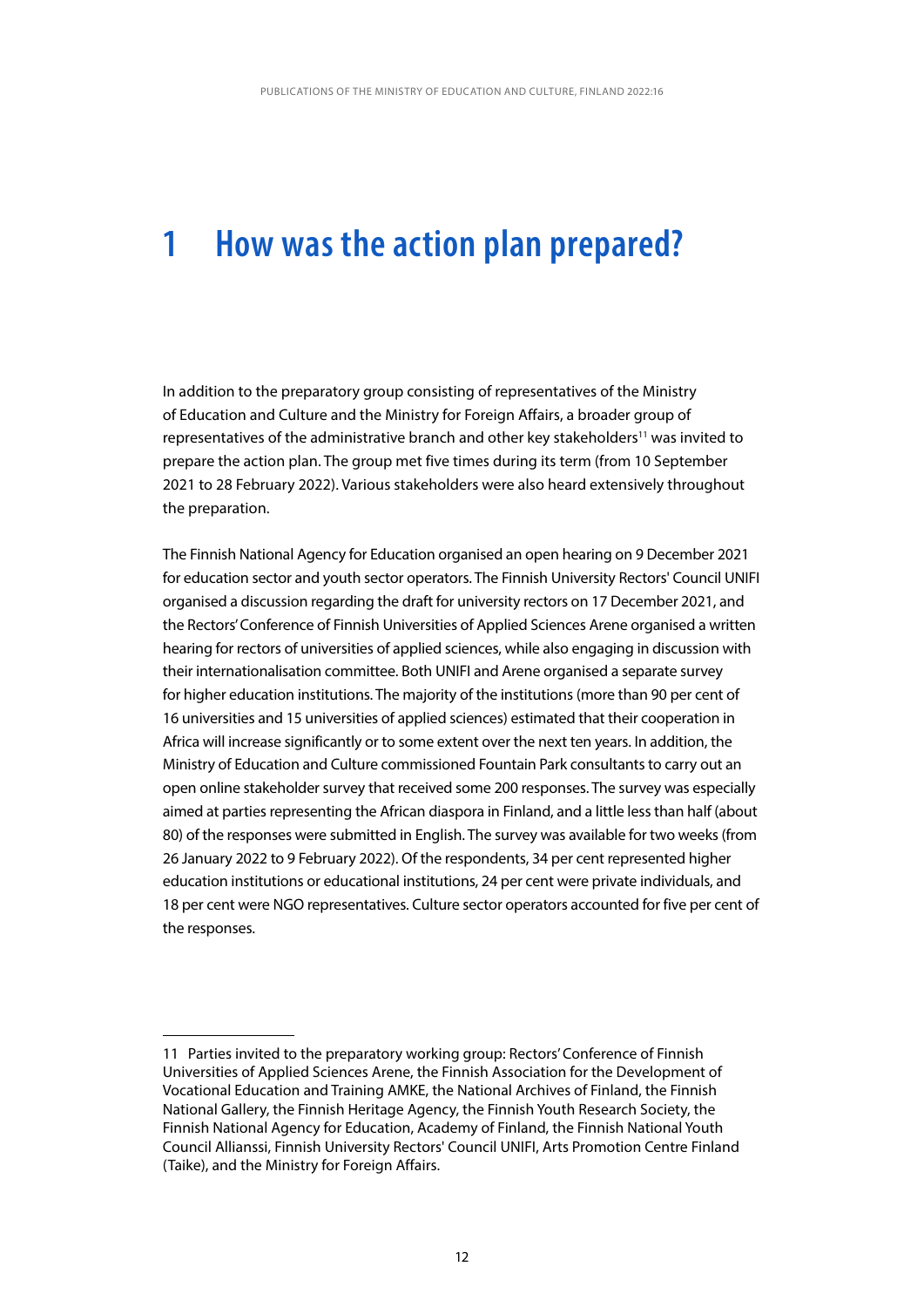# 1 How was the action plan prepared?

In addition to the preparatory group consisting of representatives of the Ministry of Education and Culture and the Ministry for Foreign Affairs, a broader group of representatives of the administrative branch and other key stakeholders[11] was invited to prepare the action plan. The group met five times during its term (from 10 September 2021 to 28 February 2022). Various stakeholders were also heard extensively throughout the preparation.

The Finnish National Agency for Education organised an open hearing on 9 December 2021 for education sector and youth sector operators. The Finnish University Rectors' Council UNIFI organised a discussion regarding the draft for university rectors on 17 December 2021, and the Rectors' Conference of Finnish Universities of Applied Sciences Arene organised a written hearing for rectors of universities of applied sciences, while also engaging in discussion with their internationalisation committee. Both UNIFI and Arene organised a separate survey for higher education institutions. The majority of the institutions (more than 90 per cent of 16 universities and 15 universities of applied sciences) estimated that their cooperation in Africa will increase significantly or to some extent over the next ten years. In addition, the Ministry of Education and Culture commissioned Fountain Park consultants to carry out an open online stakeholder survey that received some 200 responses. The survey was especially aimed at parties representing the African diaspora in Finland, and a little less than half (about 80) of the responses were submitted in English. The survey was available for two weeks (from 26 January 2022 to 9 February 2022). Of the respondents, 34 per cent represented higher education institutions or educational institutions, 24 per cent were private individuals, and 18 per cent were NGO representatives. Culture sector operators accounted for five per cent of the responses.

---

11 Parties invited to the preparatory working group: Rectors' Conference of Finnish Universities of Applied Sciences Arene, the Finnish Association for the Development of Vocational Education and Training AMKE, the National Archives of Finland, the Finnish National Gallery, the Finnish Heritage Agency, the Finnish Youth Research Society, the Finnish National Agency for Education, Academy of Finland, the Finnish National Youth Council Allianssi, Finnish University Rectors' Council UNIFI, Arts Promotion Centre Finland (Taike), and the Ministry for Foreign Affairs.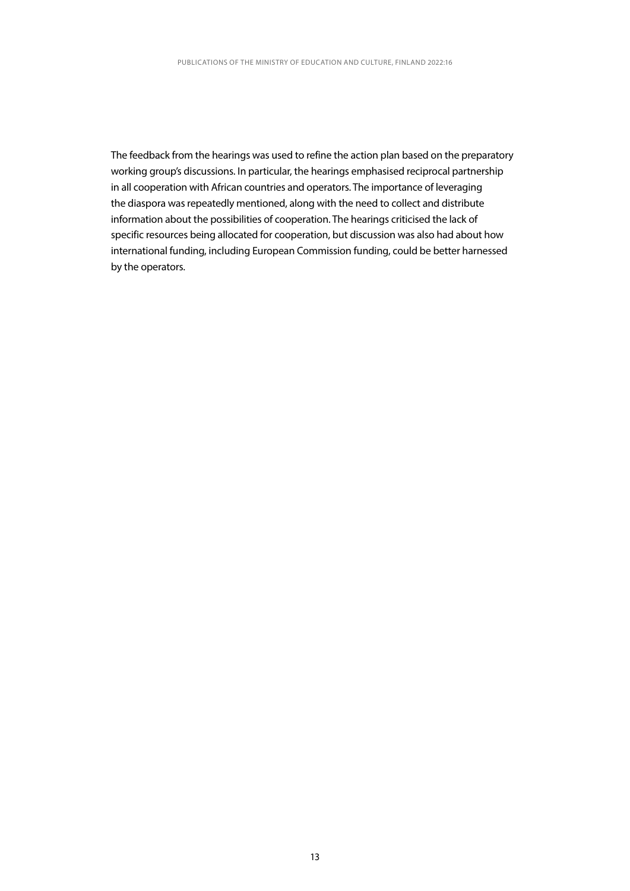The feedback from the hearings was used to refine the action plan based on the preparatory working group's discussions. In particular, the hearings emphasised reciprocal partnership in all cooperation with African countries and operators. The importance of leveraging the diaspora was repeatedly mentioned, along with the need to collect and distribute information about the possibilities of cooperation. The hearings criticised the lack of specific resources being allocated for cooperation, but discussion was also had about how international funding, including European Commission funding, could be better harnessed by the operators.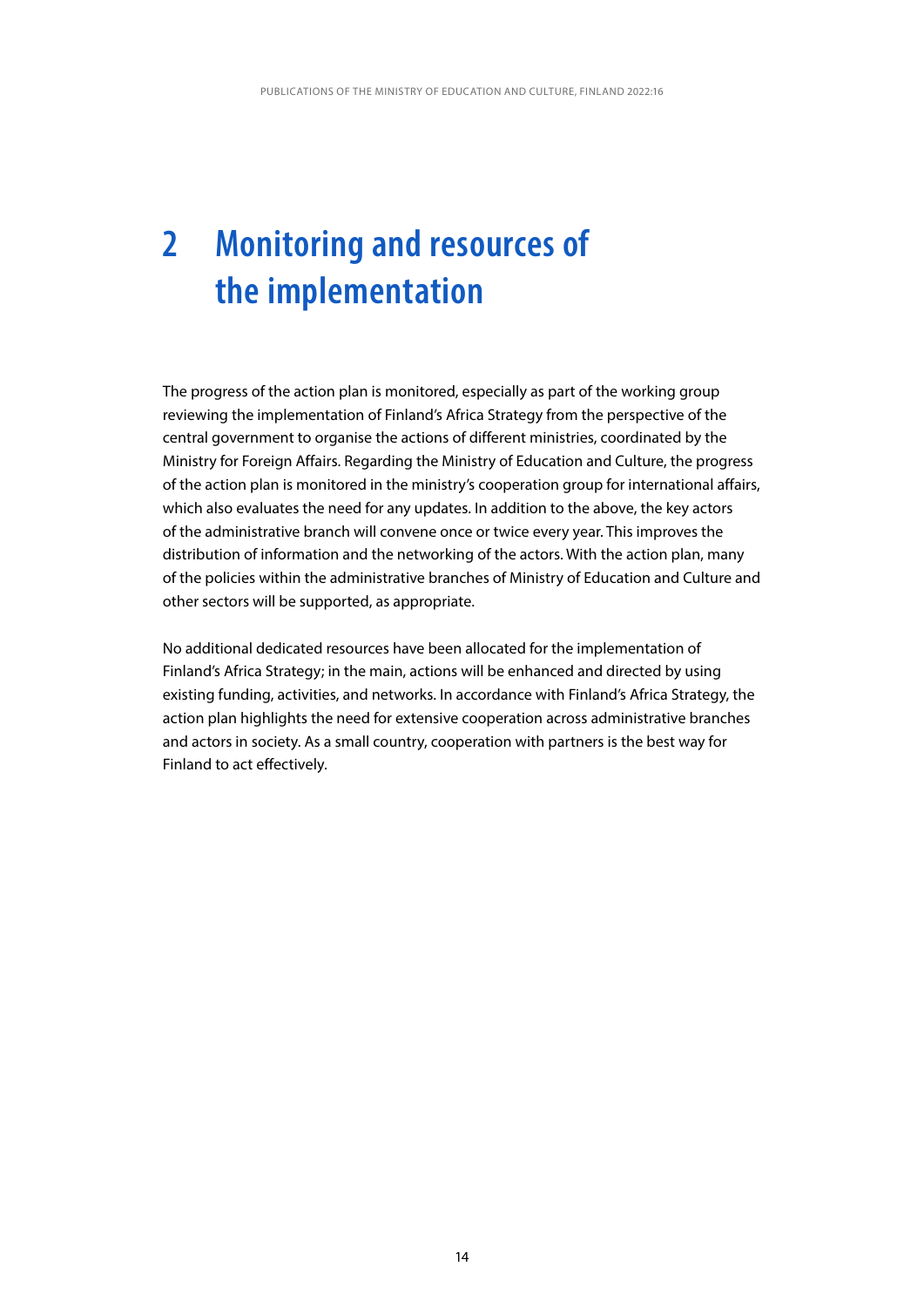# 2 Monitoring and resources of the implementation

The progress of the action plan is monitored, especially as part of the working group reviewing the implementation of Finland's Africa Strategy from the perspective of the central government to organise the actions of different ministries, coordinated by the Ministry for Foreign Affairs. Regarding the Ministry of Education and Culture, the progress of the action plan is monitored in the ministry's cooperation group for international affairs, which also evaluates the need for any updates. In addition to the above, the key actors of the administrative branch will convene once or twice every year. This improves the distribution of information and the networking of the actors. With the action plan, many of the policies within the administrative branches of Ministry of Education and Culture and other sectors will be supported, as appropriate.

No additional dedicated resources have been allocated for the implementation of Finland's Africa Strategy; in the main, actions will be enhanced and directed by using existing funding, activities, and networks. In accordance with Finland's Africa Strategy, the action plan highlights the need for extensive cooperation across administrative branches and actors in society. As a small country, cooperation with partners is the best way for Finland to act effectively.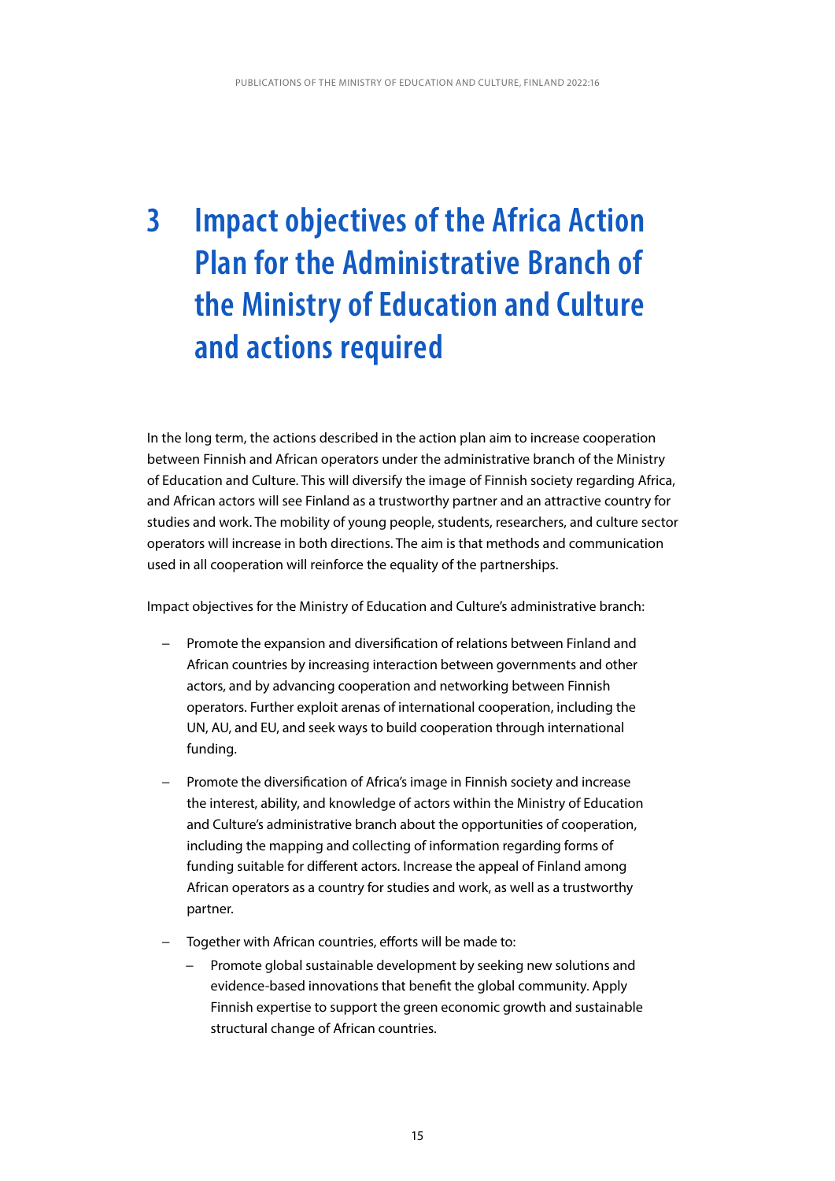# 3 Impact objectives of the Africa Action Plan for the Administrative Branch of the Ministry of Education and Culture and actions required

In the long term, the actions described in the action plan aim to increase cooperation between Finnish and African operators under the administrative branch of the Ministry of Education and Culture. This will diversify the image of Finnish society regarding Africa, and African actors will see Finland as a trustworthy partner and an attractive country for studies and work. The mobility of young people, students, researchers, and culture sector operators will increase in both directions. The aim is that methods and communication used in all cooperation will reinforce the equality of the partnerships.

Impact objectives for the Ministry of Education and Culture's administrative branch:

- Promote the expansion and diversification of relations between Finland and African countries by increasing interaction between governments and other actors, and by advancing cooperation and networking between Finnish operators. Further exploit arenas of international cooperation, including the UN, AU, and EU, and seek ways to build cooperation through international funding.
- Promote the diversification of Africa's image in Finnish society and increase the interest, ability, and knowledge of actors within the Ministry of Education and Culture's administrative branch about the opportunities of cooperation, including the mapping and collecting of information regarding forms of funding suitable for different actors. Increase the appeal of Finland among African operators as a country for studies and work, as well as a trustworthy partner.
- Together with African countries, efforts will be made to:
  - Promote global sustainable development by seeking new solutions and evidence-based innovations that benefit the global community. Apply Finnish expertise to support the green economic growth and sustainable structural change of African countries.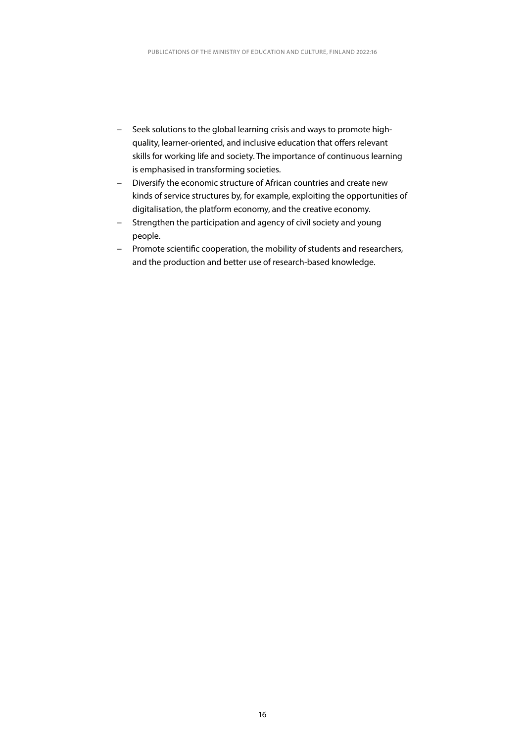- Seek solutions to the global learning crisis and ways to promote high-quality, learner-oriented, and inclusive education that offers relevant skills for working life and society. The importance of continuous learning is emphasised in transforming societies.
- Diversify the economic structure of African countries and create new kinds of service structures by, for example, exploiting the opportunities of digitalisation, the platform economy, and the creative economy.
- Strengthen the participation and agency of civil society and young people.
- Promote scientific cooperation, the mobility of students and researchers, and the production and better use of research-based knowledge.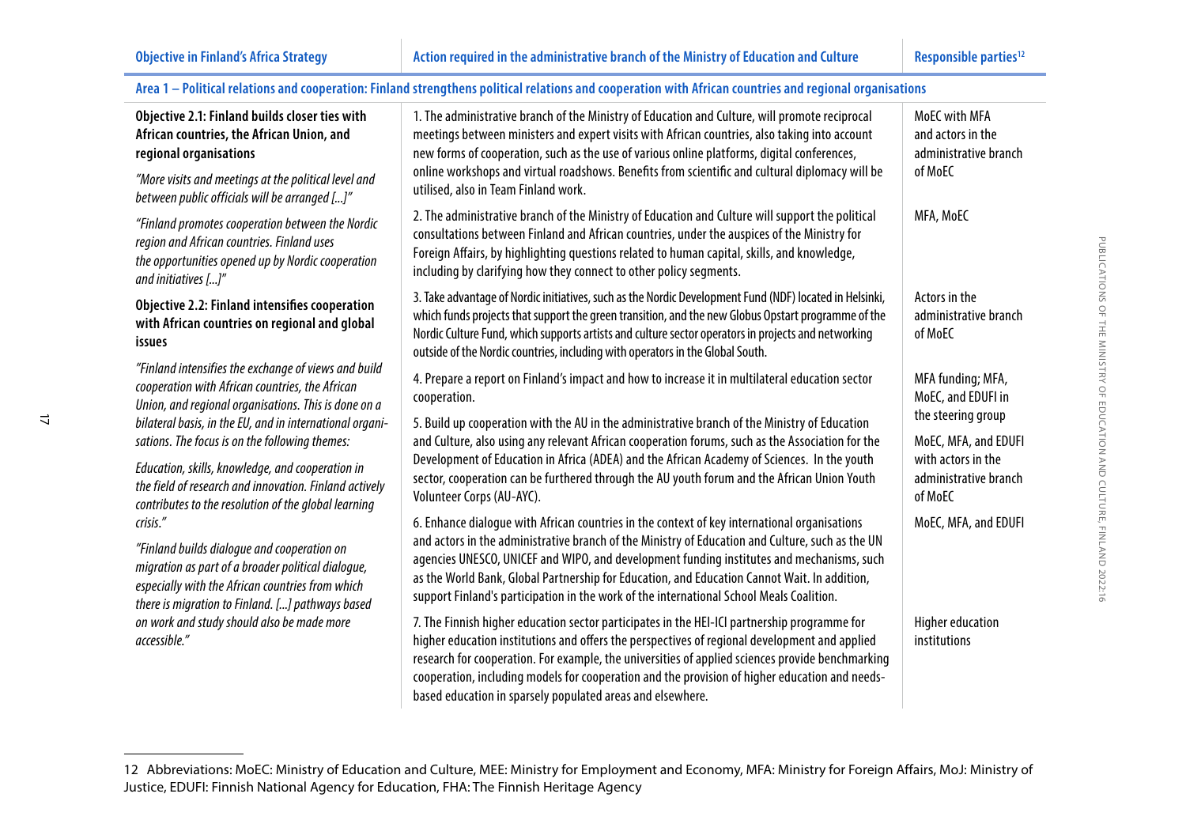| Objective in Finland's Africa Strategy | Action required in the administrative branch of the Ministry of Education and Culture | Responsible parties[12] |
|---|---|---|
| **Area 1 – Political relations and cooperation: Finland strengthens political relations and cooperation with African countries and regional organisations** | | |
| **Objective 2.1: Finland builds closer ties with African countries, the African Union, and regional organisations**<br><br>*"More visits and meetings at the political level and between public officials will be arranged [...]"*<br><br>*"Finland promotes cooperation between the Nordic region and African countries. Finland uses the opportunities opened up by Nordic cooperation and initiatives [...]"*<br><br>**Objective 2.2: Finland intensifies cooperation with African countries on regional and global issues**<br><br>*"Finland intensifies the exchange of views and build cooperation with African countries, the African Union, and regional organisations. This is done on a bilateral basis, in the EU, and in international organisations. The focus is on the following themes:*<br><br>*Education, skills, knowledge, and cooperation in the field of research and innovation. Finland actively contributes to the resolution of the global learning crisis."*<br><br>*"Finland builds dialogue and cooperation on migration as part of a broader political dialogue, especially with the African countries from which there is migration to Finland. [...] pathways based on work and study should also be made more accessible."* | 1. The administrative branch of the Ministry of Education and Culture, will promote reciprocal meetings between ministers and expert visits with African countries, also taking into account new forms of cooperation, such as the use of various online platforms, digital conferences, online workshops and virtual roadshows. Benefits from scientific and cultural diplomacy will be utilised, also in Team Finland work. | MoEC with MFA and actors in the administrative branch of MoEC |
| | 2. The administrative branch of the Ministry of Education and Culture will support the political consultations between Finland and African countries, under the auspices of the Ministry for Foreign Affairs, by highlighting questions related to human capital, skills, and knowledge, including by clarifying how they connect to other policy segments. | MFA, MoEC |
| | 3. Take advantage of Nordic initiatives, such as the Nordic Development Fund (NDF) located in Helsinki, which funds projects that support the green transition, and the new Globus Opstart programme of the Nordic Culture Fund, which supports artists and culture sector operators in projects and networking outside of the Nordic countries, including with operators in the Global South. | Actors in the administrative branch of MoEC |
| | 4. Prepare a report on Finland's impact and how to increase it in multilateral education sector cooperation. | MFA funding; MFA, MoEC, and EDUFI in the steering group |
| | 5. Build up cooperation with the AU in the administrative branch of the Ministry of Education and Culture, also using any relevant African cooperation forums, such as the Association for the Development of Education in Africa (ADEA) and the African Academy of Sciences. In the youth sector, cooperation can be furthered through the AU youth forum and the African Union Youth Volunteer Corps (AU-AYC). | MoEC, MFA, and EDUFI with actors in the administrative branch of MoEC |
| | 6. Enhance dialogue with African countries in the context of key international organisations and actors in the administrative branch of the Ministry of Education and Culture, such as the UN agencies UNESCO, UNICEF and WIPO, and development funding institutes and mechanisms, such as the World Bank, Global Partnership for Education, and Education Cannot Wait. In addition, support Finland's participation in the work of the international School Meals Coalition. | MoEC, MFA, and EDUFI |
| | 7. The Finnish higher education sector participates in the HEI-ICI partnership programme for higher education institutions and offers the perspectives of regional development and applied research for cooperation. For example, the universities of applied sciences provide benchmarking cooperation, including models for cooperation and the provision of higher education and needs-based education in sparsely populated areas and elsewhere. | Higher education institutions |

12 Abbreviations: MoEC: Ministry of Education and Culture, MEE: Ministry for Employment and Economy, MFA: Ministry for Foreign Affairs, MoJ: Ministry of Justice, EDUFI: Finnish National Agency for Education, FHA: The Finnish Heritage Agency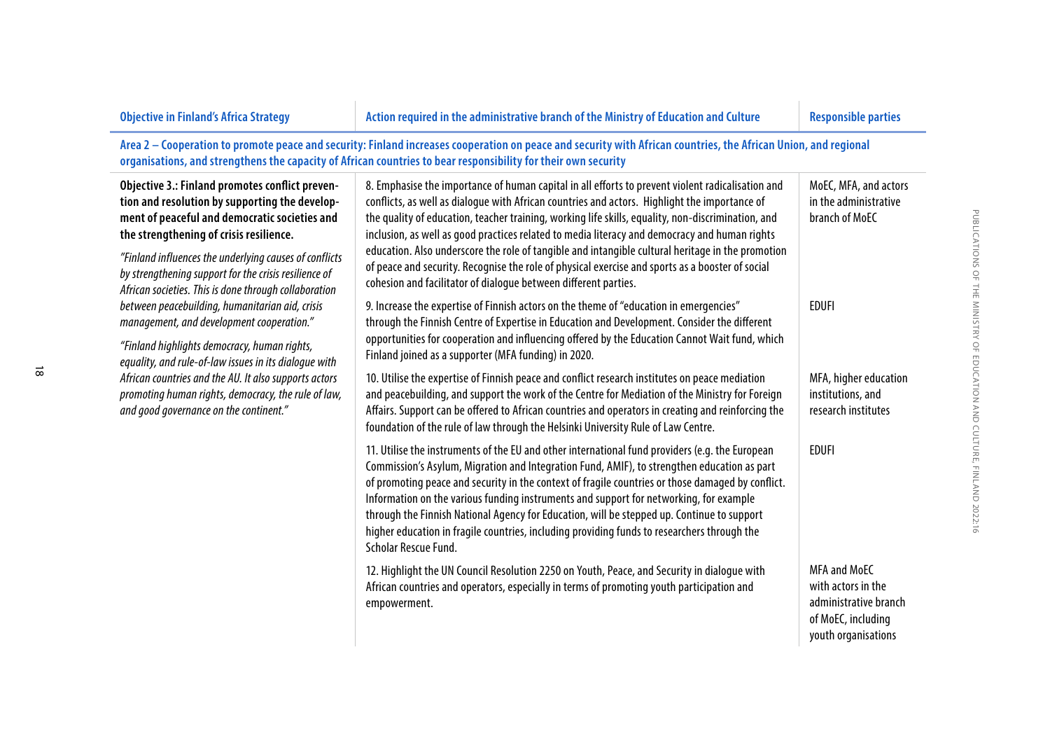| Objective in Finland's Africa Strategy | Action required in the administrative branch of the Ministry of Education and Culture | Responsible parties |
|---|---|---|
| **Area 2 – Cooperation to promote peace and security: Finland increases cooperation on peace and security with African countries, the African Union, and regional organisations, and strengthens the capacity of African countries to bear responsibility for their own security** | | |
| **Objective 3.: Finland promotes conflict prevention and resolution by supporting the development of peaceful and democratic societies and the strengthening of crisis resilience.**<br><br>*"Finland influences the underlying causes of conflicts by strengthening support for the crisis resilience of African societies. This is done through collaboration between peacebuilding, humanitarian aid, crisis management, and development cooperation."*<br><br>*"Finland highlights democracy, human rights, equality, and rule-of-law issues in its dialogue with African countries and the AU. It also supports actors promoting human rights, democracy, the rule of law, and good governance on the continent."* | 8. Emphasise the importance of human capital in all efforts to prevent violent radicalisation and conflicts, as well as dialogue with African countries and actors. Highlight the importance of the quality of education, teacher training, working life skills, equality, non-discrimination, and inclusion, as well as good practices related to media literacy and democracy and human rights education. Also underscore the role of tangible and intangible cultural heritage in the promotion of peace and security. Recognise the role of physical exercise and sports as a booster of social cohesion and facilitator of dialogue between different parties. | MoEC, MFA, and actors in the administrative branch of MoEC |
| | 9. Increase the expertise of Finnish actors on the theme of "education in emergencies" through the Finnish Centre of Expertise in Education and Development. Consider the different opportunities for cooperation and influencing offered by the Education Cannot Wait fund, which Finland joined as a supporter (MFA funding) in 2020. | EDUFI |
| | 10. Utilise the expertise of Finnish peace and conflict research institutes on peace mediation and peacebuilding, and support the work of the Centre for Mediation of the Ministry for Foreign Affairs. Support can be offered to African countries and operators in creating and reinforcing the foundation of the rule of law through the Helsinki University Rule of Law Centre. | MFA, higher education institutions, and research institutes |
| | 11. Utilise the instruments of the EU and other international fund providers (e.g. the European Commission's Asylum, Migration and Integration Fund, AMIF), to strengthen education as part of promoting peace and security in the context of fragile countries or those damaged by conflict. Information on the various funding instruments and support for networking, for example through the Finnish National Agency for Education, will be stepped up. Continue to support higher education in fragile countries, including providing funds to researchers through the Scholar Rescue Fund. | EDUFI |
| | 12. Highlight the UN Council Resolution 2250 on Youth, Peace, and Security in dialogue with African countries and operators, especially in terms of promoting youth participation and empowerment. | MFA and MoEC with actors in the administrative branch of MoEC, including youth organisations |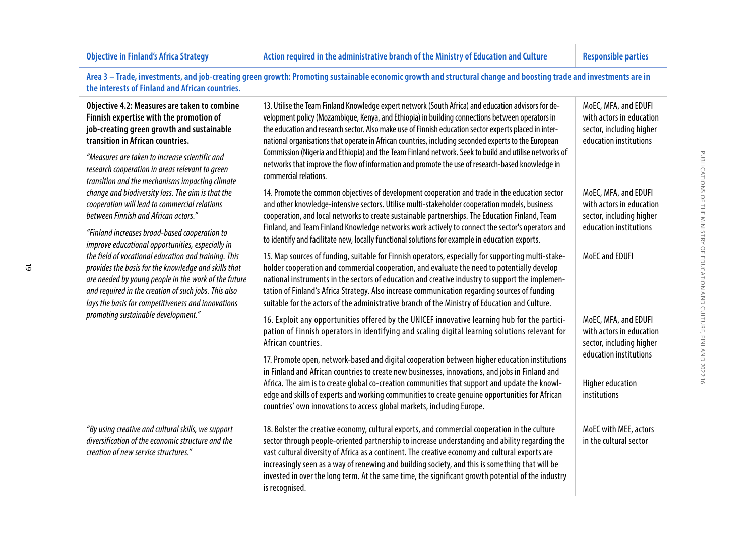| Objective in Finland's Africa Strategy | Action required in the administrative branch of the Ministry of Education and Culture | Responsible parties |
|---|---|---|
| **Area 3 – Trade, investments, and job-creating green growth: Promoting sustainable economic growth and structural change and boosting trade and investments are in the interests of Finland and African countries.** | | |
| **Objective 4.2: Measures are taken to combine Finnish expertise with the promotion of job-creating green growth and sustainable transition in African countries.** *"Measures are taken to increase scientific and research cooperation in areas relevant to green transition and the mechanisms impacting climate change and biodiversity loss. The aim is that the cooperation will lead to commercial relations between Finnish and African actors."* *"Finland increases broad-based cooperation to improve educational opportunities, especially in the field of vocational education and training. This provides the basis for the knowledge and skills that are needed by young people in the work of the future and required in the creation of such jobs. This also lays the basis for competitiveness and innovations promoting sustainable development."* | 13. Utilise the Team Finland Knowledge expert network (South Africa) and education advisors for development policy (Mozambique, Kenya, and Ethiopia) in building connections between operators in the education and research sector. Also make use of Finnish education sector experts placed in international organisations that operate in African countries, including seconded experts to the European Commission (Nigeria and Ethiopia) and the Team Finland network. Seek to build and utilise networks of networks that improve the flow of information and promote the use of research-based knowledge in commercial relations. | MoEC, MFA, and EDUFI with actors in education sector, including higher education institutions |
| | 14. Promote the common objectives of development cooperation and trade in the education sector and other knowledge-intensive sectors. Utilise multi-stakeholder cooperation models, business cooperation, and local networks to create sustainable partnerships. The Education Finland, Team Finland, and Team Finland Knowledge networks work actively to connect the sector's operators and to identify and facilitate new, locally functional solutions for example in education exports. | MoEC, MFA, and EDUFI with actors in education sector, including higher education institutions |
| | 15. Map sources of funding, suitable for Finnish operators, especially for supporting multi-stakeholder cooperation and commercial cooperation, and evaluate the need to potentially develop national instruments in the sectors of education and creative industry to support the implementation of Finland's Africa Strategy. Also increase communication regarding sources of funding suitable for the actors of the administrative branch of the Ministry of Education and Culture. | MoEC and EDUFI |
| | 16. Exploit any opportunities offered by the UNICEF innovative learning hub for the participation of Finnish operators in identifying and scaling digital learning solutions relevant for African countries. | MoEC, MFA, and EDUFI with actors in education sector, including higher education institutions |
| | 17. Promote open, network-based and digital cooperation between higher education institutions in Finland and African countries to create new businesses, innovations, and jobs in Finland and Africa. The aim is to create global co-creation communities that support and update the knowledge and skills of experts and working communities to create genuine opportunities for African countries' own innovations to access global markets, including Europe. | Higher education institutions |
| *"By using creative and cultural skills, we support diversification of the economic structure and the creation of new service structures."* | 18. Bolster the creative economy, cultural exports, and commercial cooperation in the culture sector through people-oriented partnership to increase understanding and ability regarding the vast cultural diversity of Africa as a continent. The creative economy and cultural exports are increasingly seen as a way of renewing and building society, and this is something that will be invested in over the long term. At the same time, the significant growth potential of the industry is recognised. | MoEC with MEE, actors in the cultural sector |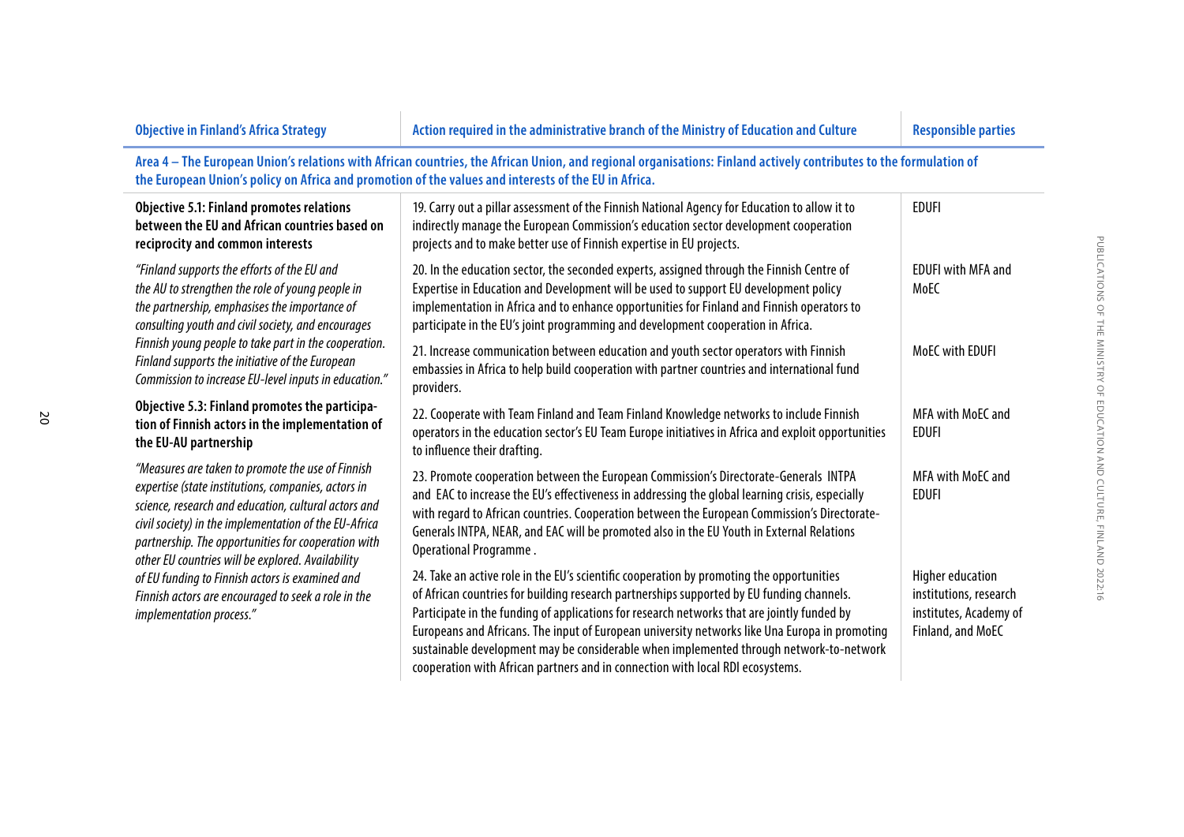| Objective in Finland's Africa Strategy | Action required in the administrative branch of the Ministry of Education and Culture | Responsible parties |
|---|---|---|
| **Area 4 – The European Union's relations with African countries, the African Union, and regional organisations: Finland actively contributes to the formulation of the European Union's policy on Africa and promotion of the values and interests of the EU in Africa.** | | |
| **Objective 5.1: Finland promotes relations between the EU and African countries based on reciprocity and common interests**<br><br>*"Finland supports the efforts of the EU and the AU to strengthen the role of young people in the partnership, emphasises the importance of consulting youth and civil society, and encourages Finnish young people to take part in the cooperation. Finland supports the initiative of the European Commission to increase EU-level inputs in education."* | 19. Carry out a pillar assessment of the Finnish National Agency for Education to allow it to indirectly manage the European Commission's education sector development cooperation projects and to make better use of Finnish expertise in EU projects. | EDUFI |
| | 20. In the education sector, the seconded experts, assigned through the Finnish Centre of Expertise in Education and Development will be used to support EU development policy implementation in Africa and to enhance opportunities for Finland and Finnish operators to participate in the EU's joint programming and development cooperation in Africa. | EDUFI with MFA and MoEC |
| | 21. Increase communication between education and youth sector operators with Finnish embassies in Africa to help build cooperation with partner countries and international fund providers. | MoEC with EDUFI |
| **Objective 5.3: Finland promotes the participation of Finnish actors in the implementation of the EU-AU partnership**<br><br>*"Measures are taken to promote the use of Finnish expertise (state institutions, companies, actors in science, research and education, cultural actors and civil society) in the implementation of the EU-Africa partnership. The opportunities for cooperation with other EU countries will be explored. Availability of EU funding to Finnish actors is examined and Finnish actors are encouraged to seek a role in the implementation process."* | 22. Cooperate with Team Finland and Team Finland Knowledge networks to include Finnish operators in the education sector's EU Team Europe initiatives in Africa and exploit opportunities to influence their drafting. | MFA with MoEC and EDUFI |
| | 23. Promote cooperation between the European Commission's Directorate-Generals INTPA and EAC to increase the EU's effectiveness in addressing the global learning crisis, especially with regard to African countries. Cooperation between the European Commission's Directorate-Generals INTPA, NEAR, and EAC will be promoted also in the EU Youth in External Relations Operational Programme . | MFA with MoEC and EDUFI |
| | 24. Take an active role in the EU's scientific cooperation by promoting the opportunities of African countries for building research partnerships supported by EU funding channels. Participate in the funding of applications for research networks that are jointly funded by Europeans and Africans. The input of European university networks like Una Europa in promoting sustainable development may be considerable when implemented through network-to-network cooperation with African partners and in connection with local RDI ecosystems. | Higher education institutions, research institutes, Academy of Finland, and MoEC |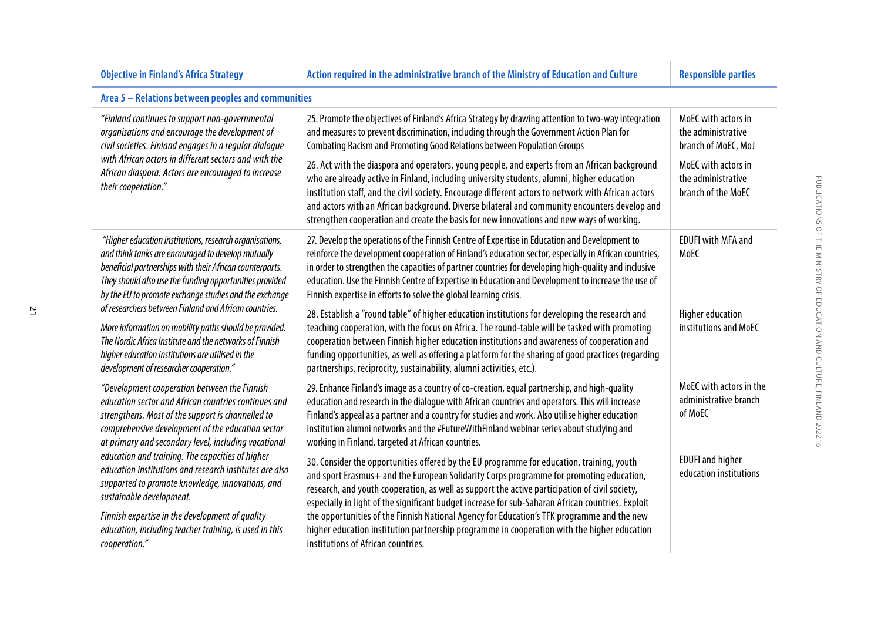| Objective in Finland's Africa Strategy | Action required in the administrative branch of the Ministry of Education and Culture | Responsible parties |
|---|---|---|
| **Area 5 – Relations between peoples and communities** | | |
| *"Finland continues to support non-governmental organisations and encourage the development of civil societies. Finland engages in a regular dialogue with African actors in different sectors and with the African diaspora. Actors are encouraged to increase their cooperation."* | 25. Promote the objectives of Finland's Africa Strategy by drawing attention to two-way integration and measures to prevent discrimination, including through the Government Action Plan for Combating Racism and Promoting Good Relations between Population Groups | MoEC with actors in the administrative branch of MoEC, MoJ |
| | 26. Act with the diaspora and operators, young people, and experts from an African background who are already active in Finland, including university students, alumni, higher education institution staff, and the civil society. Encourage different actors to network with African actors and actors with an African background. Diverse bilateral and community encounters develop and strengthen cooperation and create the basis for new innovations and new ways of working. | MoEC with actors in the administrative branch of the MoEC |
| *"Higher education institutions, research organisations, and think tanks are encouraged to develop mutually beneficial partnerships with their African counterparts. They should also use the funding opportunities provided by the EU to promote exchange studies and the exchange of researchers between Finland and African countries.* | 27. Develop the operations of the Finnish Centre of Expertise in Education and Development to reinforce the development cooperation of Finland's education sector, especially in African countries, in order to strengthen the capacities of partner countries for developing high-quality and inclusive education. Use the Finnish Centre of Expertise in Education and Development to increase the use of Finnish expertise in efforts to solve the global learning crisis. | EDUFI with MFA and MoEC |
| *More information on mobility paths should be provided. The Nordic Africa Institute and the networks of Finnish higher education institutions are utilised in the development of researcher cooperation."* | 28. Establish a "round table" of higher education institutions for developing the research and teaching cooperation, with the focus on Africa. The round-table will be tasked with promoting cooperation between Finnish higher education institutions and awareness of cooperation and funding opportunities, as well as offering a platform for the sharing of good practices (regarding partnerships, reciprocity, sustainability, alumni activities, etc.). | Higher education institutions and MoEC |
| *"Development cooperation between the Finnish education sector and African countries continues and strengthens. Most of the support is channelled to comprehensive development of the education sector at primary and secondary level, including vocational education and training. The capacities of higher education institutions and research institutes are also supported to promote knowledge, innovations, and sustainable development.* | 29. Enhance Finland's image as a country of co-creation, equal partnership, and high-quality education and research in the dialogue with African countries and operators. This will increase Finland's appeal as a partner and a country for studies and work. Also utilise higher education institution alumni networks and the #FutureWithFinland webinar series about studying and working in Finland, targeted at African countries. | MoEC with actors in the administrative branch of MoEC |
| *Finnish expertise in the development of quality education, including teacher training, is used in this cooperation."* | 30. Consider the opportunities offered by the EU programme for education, training, youth and sport Erasmus+ and the European Solidarity Corps programme for promoting education, research, and youth cooperation, as well as support the active participation of civil society, especially in light of the significant budget increase for sub-Saharan African countries. Exploit the opportunities of the Finnish National Agency for Education's TFK programme and the new higher education institution partnership programme in cooperation with the higher education institutions of African countries. | EDUFI and higher education institutions |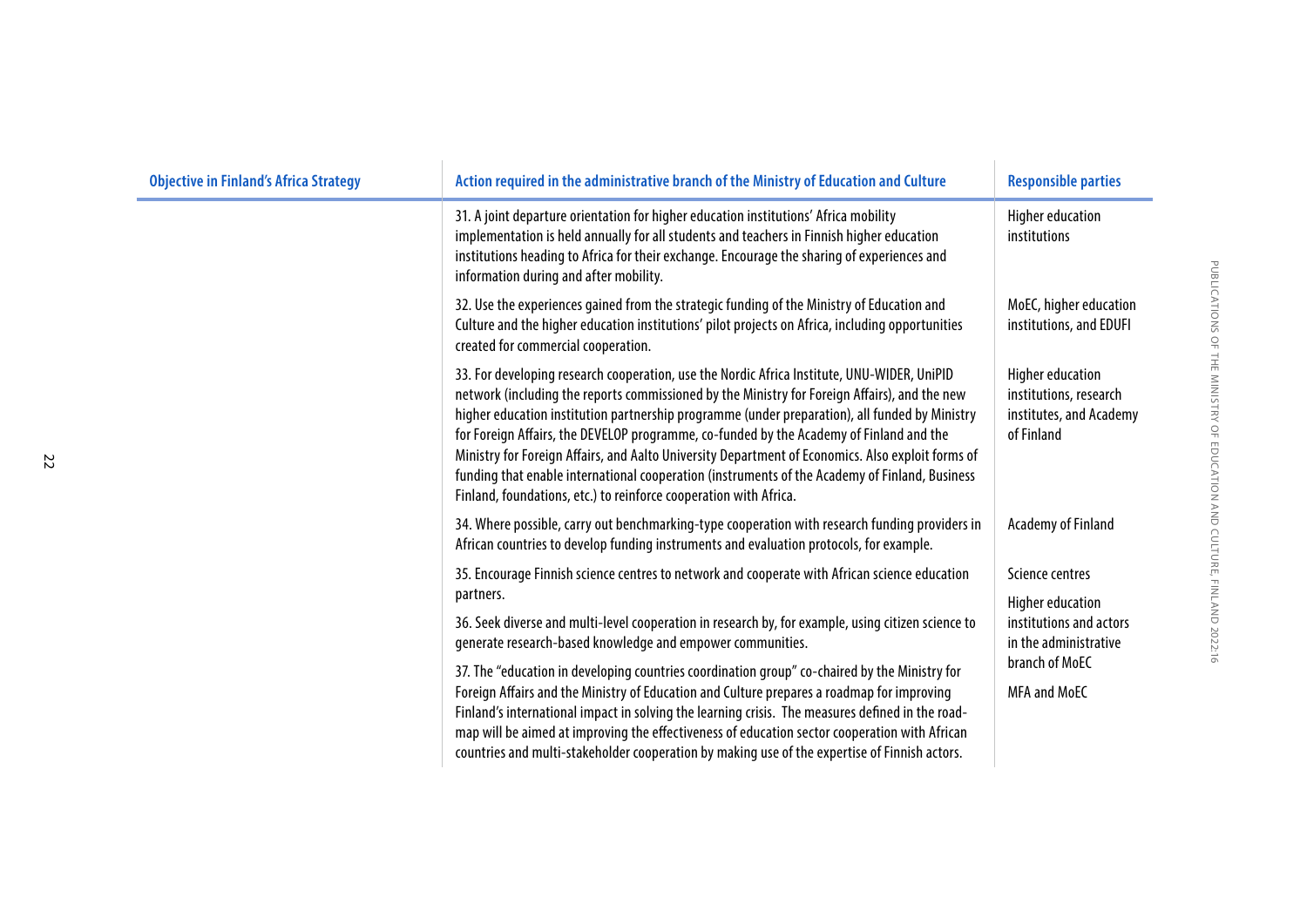| Objective in Finland's Africa Strategy | Action required in the administrative branch of the Ministry of Education and Culture | Responsible parties |
|---|---|---|
| | 31. A joint departure orientation for higher education institutions' Africa mobility implementation is held annually for all students and teachers in Finnish higher education institutions heading to Africa for their exchange. Encourage the sharing of experiences and information during and after mobility. | Higher education institutions |
| | 32. Use the experiences gained from the strategic funding of the Ministry of Education and Culture and the higher education institutions' pilot projects on Africa, including opportunities created for commercial cooperation. | MoEC, higher education institutions, and EDUFI |
| | 33. For developing research cooperation, use the Nordic Africa Institute, UNU-WIDER, UniPID network (including the reports commissioned by the Ministry for Foreign Affairs), and the new higher education institution partnership programme (under preparation), all funded by Ministry for Foreign Affairs, the DEVELOP programme, co-funded by the Academy of Finland and the Ministry for Foreign Affairs, and Aalto University Department of Economics. Also exploit forms of funding that enable international cooperation (instruments of the Academy of Finland, Business Finland, foundations, etc.) to reinforce cooperation with Africa. | Higher education institutions, research institutes, and Academy of Finland |
| | 34. Where possible, carry out benchmarking-type cooperation with research funding providers in African countries to develop funding instruments and evaluation protocols, for example. | Academy of Finland |
| | 35. Encourage Finnish science centres to network and cooperate with African science education partners. | Science centres |
| | 36. Seek diverse and multi-level cooperation in research by, for example, using citizen science to generate research-based knowledge and empower communities. | Higher education institutions and actors in the administrative branch of MoEC |
| | 37. The "education in developing countries coordination group" co-chaired by the Ministry for Foreign Affairs and the Ministry of Education and Culture prepares a roadmap for improving Finland's international impact in solving the learning crisis. The measures defined in the road-map will be aimed at improving the effectiveness of education sector cooperation with African countries and multi-stakeholder cooperation by making use of the expertise of Finnish actors. | MFA and MoEC |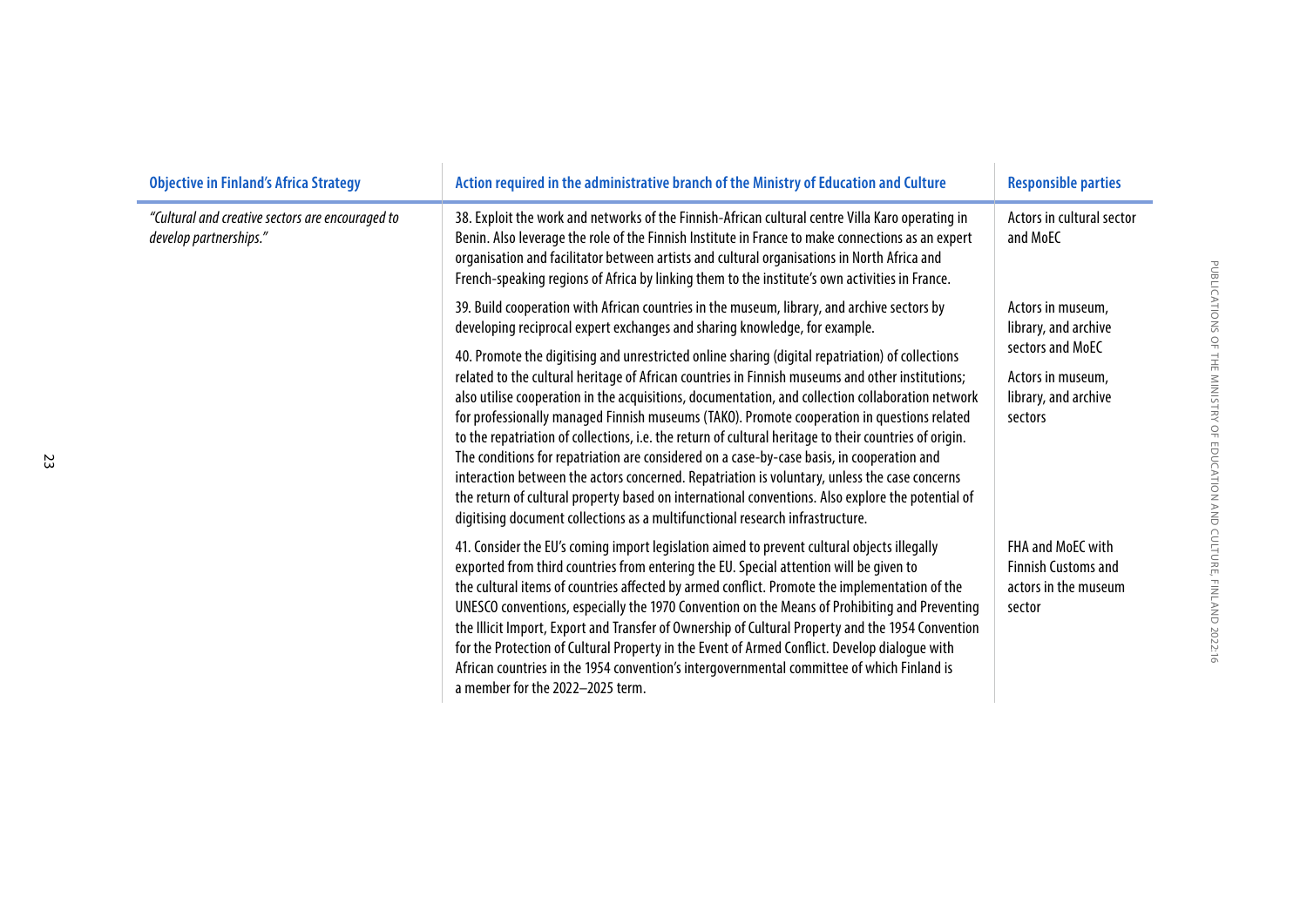| Objective in Finland's Africa Strategy | Action required in the administrative branch of the Ministry of Education and Culture | Responsible parties |
|---|---|---|
| *"Cultural and creative sectors are encouraged to develop partnerships."* | 38. Exploit the work and networks of the Finnish-African cultural centre Villa Karo operating in Benin. Also leverage the role of the Finnish Institute in France to make connections as an expert organisation and facilitator between artists and cultural organisations in North Africa and French-speaking regions of Africa by linking them to the institute's own activities in France. | Actors in cultural sector and MoEC |
| | 39. Build cooperation with African countries in the museum, library, and archive sectors by developing reciprocal expert exchanges and sharing knowledge, for example. | Actors in museum, library, and archive sectors and MoEC |
| | 40. Promote the digitising and unrestricted online sharing (digital repatriation) of collections related to the cultural heritage of African countries in Finnish museums and other institutions; also utilise cooperation in the acquisitions, documentation, and collection collaboration network for professionally managed Finnish museums (TAKO). Promote cooperation in questions related to the repatriation of collections, i.e. the return of cultural heritage to their countries of origin. The conditions for repatriation are considered on a case-by-case basis, in cooperation and interaction between the actors concerned. Repatriation is voluntary, unless the case concerns the return of cultural property based on international conventions. Also explore the potential of digitising document collections as a multifunctional research infrastructure. | Actors in museum, library, and archive sectors |
| | 41. Consider the EU's coming import legislation aimed to prevent cultural objects illegally exported from third countries from entering the EU. Special attention will be given to the cultural items of countries affected by armed conflict. Promote the implementation of the UNESCO conventions, especially the 1970 Convention on the Means of Prohibiting and Preventing the Illicit Import, Export and Transfer of Ownership of Cultural Property and the 1954 Convention for the Protection of Cultural Property in the Event of Armed Conflict. Develop dialogue with African countries in the 1954 convention's intergovernmental committee of which Finland is a member for the 2022–2025 term. | FHA and MoEC with Finnish Customs and actors in the museum sector |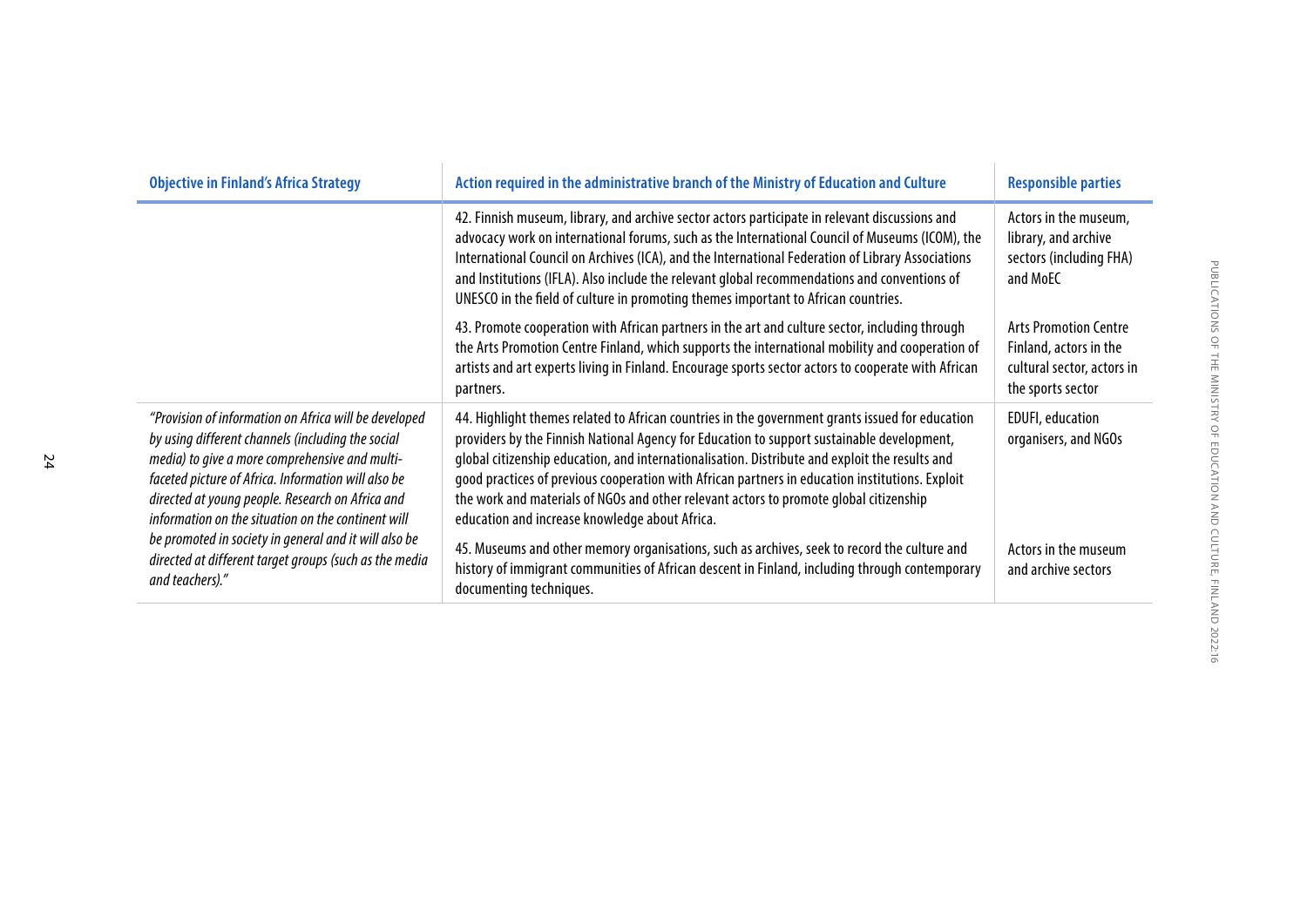| Objective in Finland's Africa Strategy | Action required in the administrative branch of the Ministry of Education and Culture | Responsible parties |
| --- | --- | --- |
| | 42. Finnish museum, library, and archive sector actors participate in relevant discussions and advocacy work on international forums, such as the International Council of Museums (ICOM), the International Council on Archives (ICA), and the International Federation of Library Associations and Institutions (IFLA). Also include the relevant global recommendations and conventions of UNESCO in the field of culture in promoting themes important to African countries. | Actors in the museum, library, and archive sectors (including FHA) and MoEC |
| | 43. Promote cooperation with African partners in the art and culture sector, including through the Arts Promotion Centre Finland, which supports the international mobility and cooperation of artists and art experts living in Finland. Encourage sports sector actors to cooperate with African partners. | Arts Promotion Centre Finland, actors in the cultural sector, actors in the sports sector |
| *"Provision of information on Africa will be developed by using different channels (including the social media) to give a more comprehensive and multi-faceted picture of Africa. Information will also be directed at young people. Research on Africa and information on the situation on the continent will be promoted in society in general and it will also be directed at different target groups (such as the media and teachers)."* | 44. Highlight themes related to African countries in the government grants issued for education providers by the Finnish National Agency for Education to support sustainable development, global citizenship education, and internationalisation. Distribute and exploit the results and good practices of previous cooperation with African partners in education institutions. Exploit the work and materials of NGOs and other relevant actors to promote global citizenship education and increase knowledge about Africa. | EDUFI, education organisers, and NGOs |
| | 45. Museums and other memory organisations, such as archives, seek to record the culture and history of immigrant communities of African descent in Finland, including through contemporary documenting techniques. | Actors in the museum and archive sectors |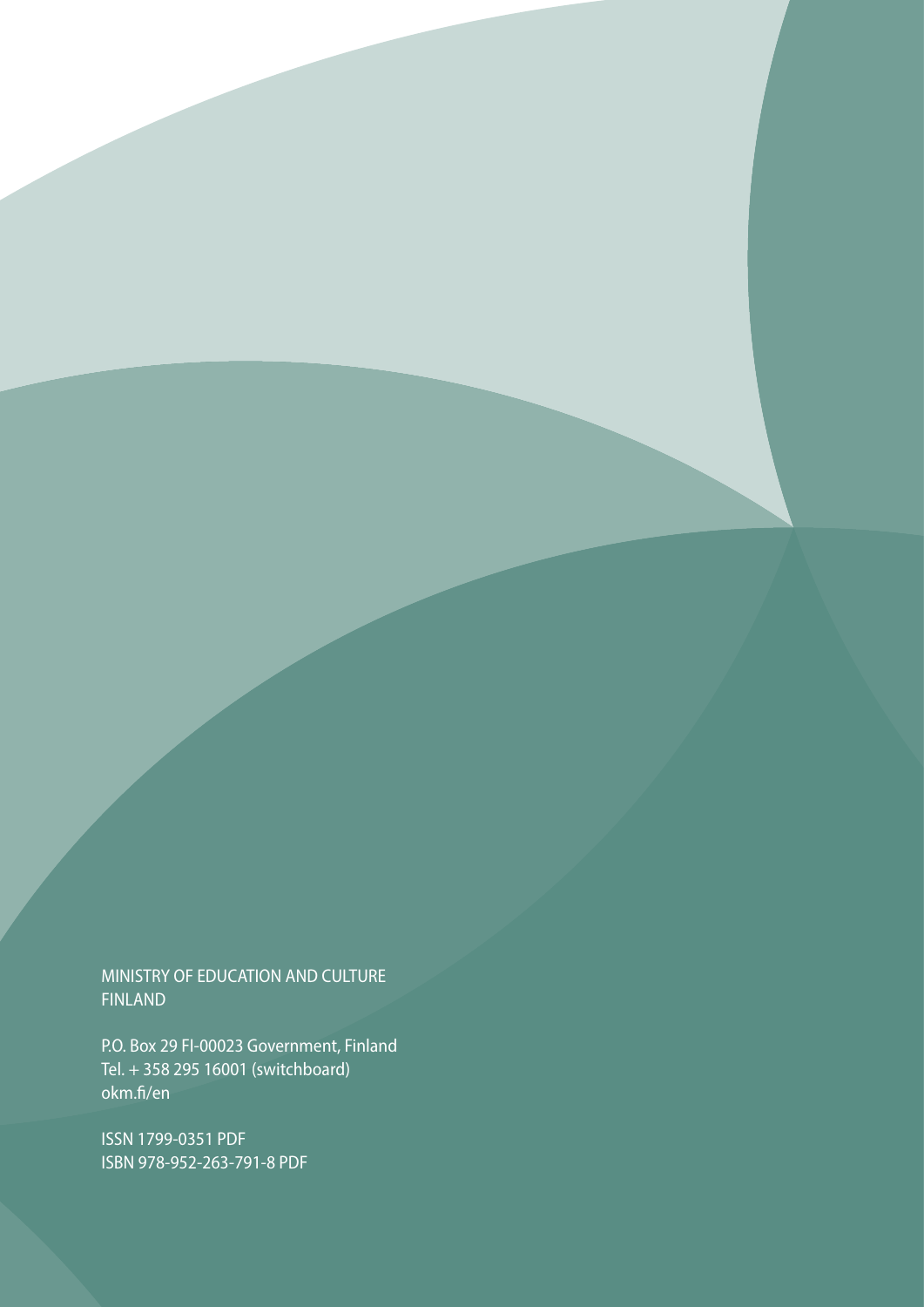MINISTRY OF EDUCATION AND CULTURE
FINLAND

P.O. Box 29 FI-00023 Government, Finland
Tel. + 358 295 16001 (switchboard)
okm.fi/en

ISSN 1799-0351 PDF
ISBN 978-952-263-791-8 PDF